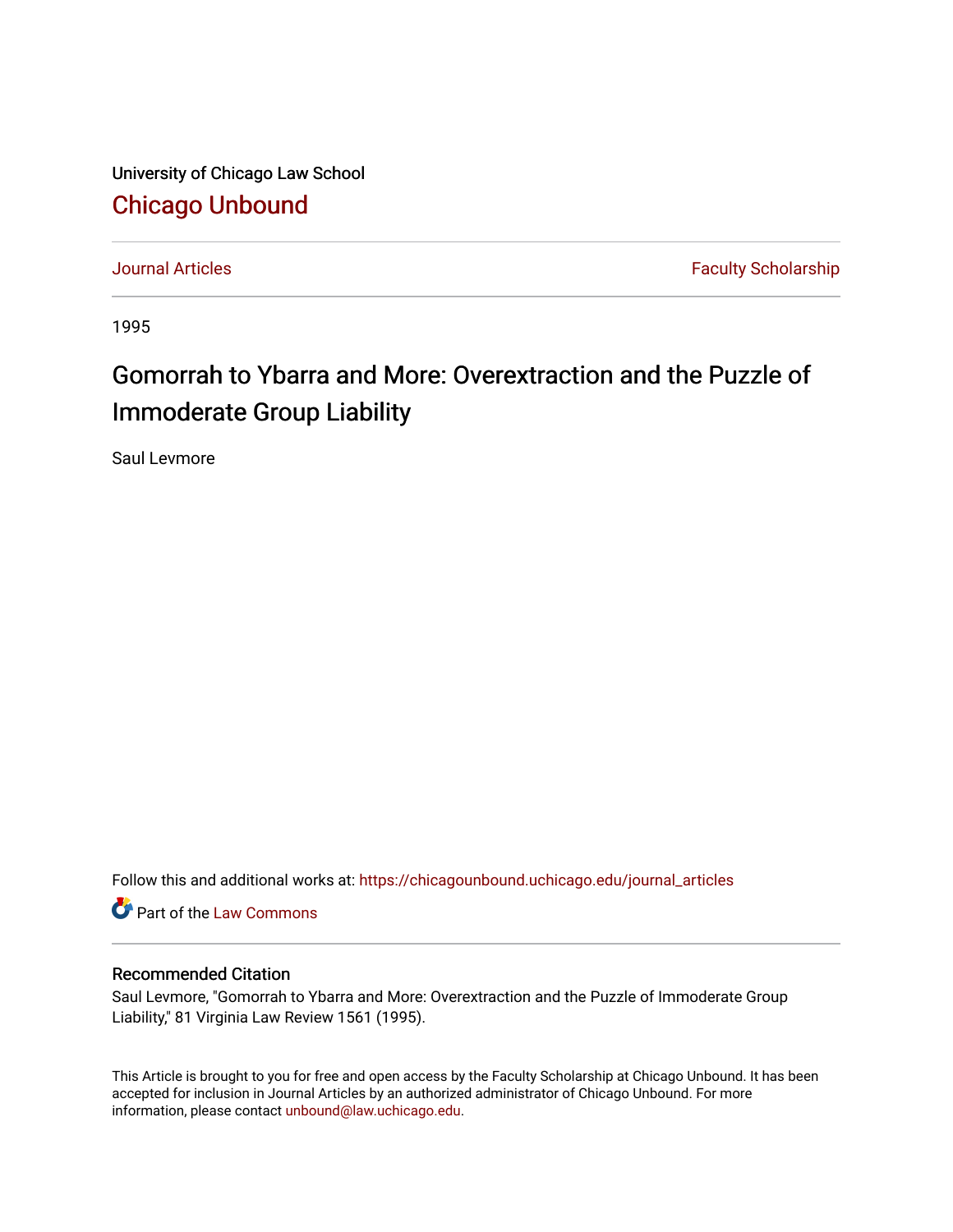University of Chicago Law School

## Chicago Unbound

Journal Articles | Faculty Scholarship

1995

# Gomorrah to Ybarra and More: Overextraction and the Puzzle of Immoderate Group Liability

Saul Levmore

Follow this and additional works at: https://chicagounbound.uchicago.edu/journal_articles

Part of the Law Commons

### Recommended Citation

Saul Levmore, "Gomorrah to Ybarra and More: Overextraction and the Puzzle of Immoderate Group Liability," 81 Virginia Law Review 1561 (1995).

This Article is brought to you for free and open access by the Faculty Scholarship at Chicago Unbound. It has been accepted for inclusion in Journal Articles by an authorized administrator of Chicago Unbound. For more information, please contact unbound@law.uchicago.edu.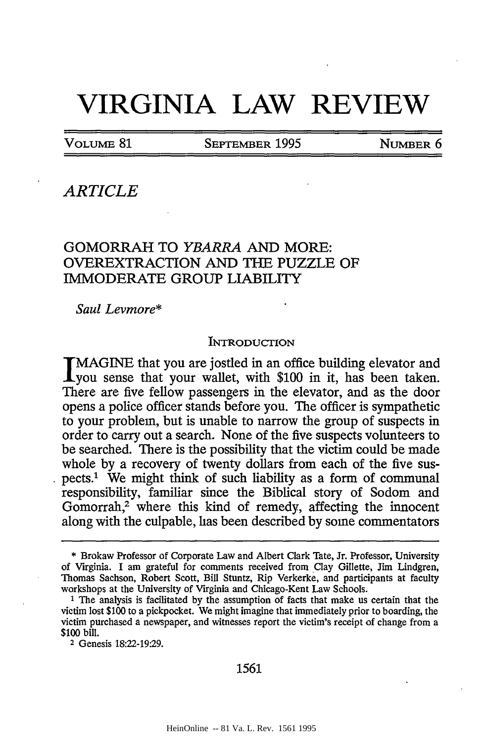# VIRGINIA LAW REVIEW

VOLUME 81 SEPTEMBER 1995 NUMBER 6

## *ARTICLE*

## GOMORRAH TO *YBARRA* AND MORE: OVEREXTRACTION AND THE PUZZLE OF IMMODERATE GROUP LIABILITY

*Saul Levmore**

### INTRODUCTION

IMAGINE that you are jostled in an office building elevator and you sense that your wallet, with $100 in it, has been taken. There are five fellow passengers in the elevator, and as the door opens a police officer stands before you. The officer is sympathetic to your problem, but is unable to narrow the group of suspects in order to carry out a search. None of the five suspects volunteers to be searched. There is the possibility that the victim could be made whole by a recovery of twenty dollars from each of the five suspects.[1] We might think of such liability as a form of communal responsibility, familiar since the Biblical story of Sodom and Gomorrah,[2] where this kind of remedy, affecting the innocent along with the culpable, has been described by some commentators

---

\* Brokaw Professor of Corporate Law and Albert Clark Tate, Jr. Professor, University of Virginia. I am grateful for comments received from Clay Gillette, Jim Lindgren, Thomas Sachson, Robert Scott, Bill Stuntz, Rip Verkerke, and participants at faculty workshops at the University of Virginia and Chicago-Kent Law Schools.

[1] The analysis is facilitated by the assumption of facts that make us certain that the victim lost $100 to a pickpocket. We might imagine that immediately prior to boarding, the victim purchased a newspaper, and witnesses report the victim's receipt of change from a $100 bill.

[2] Genesis 18:22-19:29.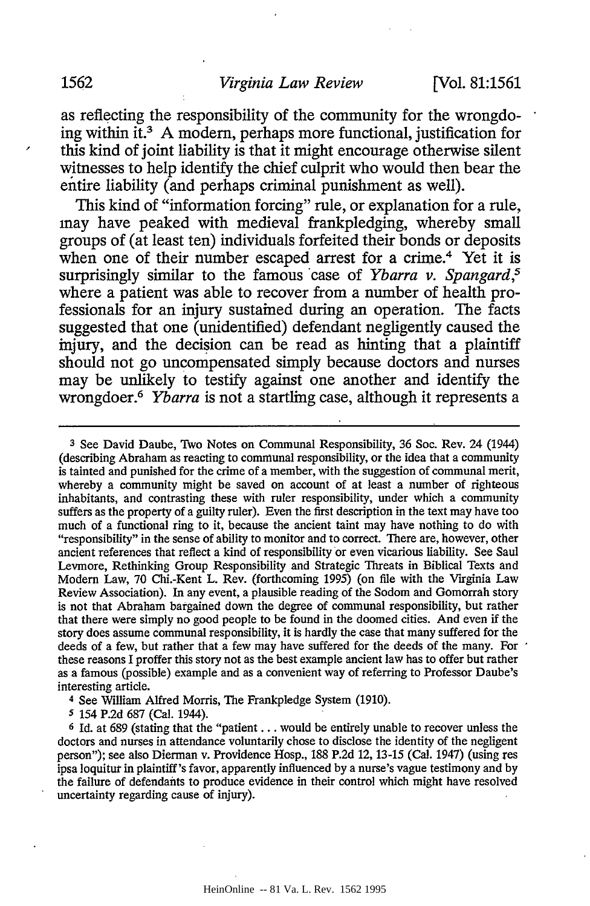as reflecting the responsibility of the community for the wrongdoing within it.[3] A modern, perhaps more functional, justification for this kind of joint liability is that it might encourage otherwise silent witnesses to help identify the chief culprit who would then bear the entire liability (and perhaps criminal punishment as well).

This kind of "information forcing" rule, or explanation for a rule, may have peaked with medieval frankpledging, whereby small groups of (at least ten) individuals forfeited their bonds or deposits when one of their number escaped arrest for a crime.[4] Yet it is surprisingly similar to the famous case of *Ybarra v. Spangard*,[5] where a patient was able to recover from a number of health professionals for an injury sustained during an operation. The facts suggested that one (unidentified) defendant negligently caused the injury, and the decision can be read as hinting that a plaintiff should not go uncompensated simply because doctors and nurses may be unlikely to testify against one another and identify the wrongdoer.[6] *Ybarra* is not a startling case, although it represents a

---

[3] See David Daube, Two Notes on Communal Responsibility, 36 Soc. Rev. 24 (1944) (describing Abraham as reacting to communal responsibility, or the idea that a community is tainted and punished for the crime of a member, with the suggestion of communal merit, whereby a community might be saved on account of at least a number of righteous inhabitants, and contrasting these with ruler responsibility, under which a community suffers as the property of a guilty ruler). Even the first description in the text may have too much of a functional ring to it, because the ancient taint may have nothing to do with "responsibility" in the sense of ability to monitor and to correct. There are, however, other ancient references that reflect a kind of responsibility or even vicarious liability. See Saul Levmore, Rethinking Group Responsibility and Strategic Threats in Biblical Texts and Modern Law, 70 Chi.-Kent L. Rev. (forthcoming 1995) (on file with the Virginia Law Review Association). In any event, a plausible reading of the Sodom and Gomorrah story is not that Abraham bargained down the degree of communal responsibility, but rather that there were simply no good people to be found in the doomed cities. And even if the story does assume communal responsibility, it is hardly the case that many suffered for the deeds of a few, but rather that a few may have suffered for the deeds of the many. For these reasons I proffer this story not as the best example ancient law has to offer but rather as a famous (possible) example and as a convenient way of referring to Professor Daube's interesting article.

[4] See William Alfred Morris, The Frankpledge System (1910).

[5] 154 P.2d 687 (Cal. 1944).

[6] Id. at 689 (stating that the "patient . . . would be entirely unable to recover unless the doctors and nurses in attendance voluntarily chose to disclose the identity of the negligent person"); see also Dierman v. Providence Hosp., 188 P.2d 12, 13-15 (Cal. 1947) (using res ipsa loquitur in plaintiff's favor, apparently influenced by a nurse's vague testimony and by the failure of defendants to produce evidence in their control which might have resolved uncertainty regarding cause of injury).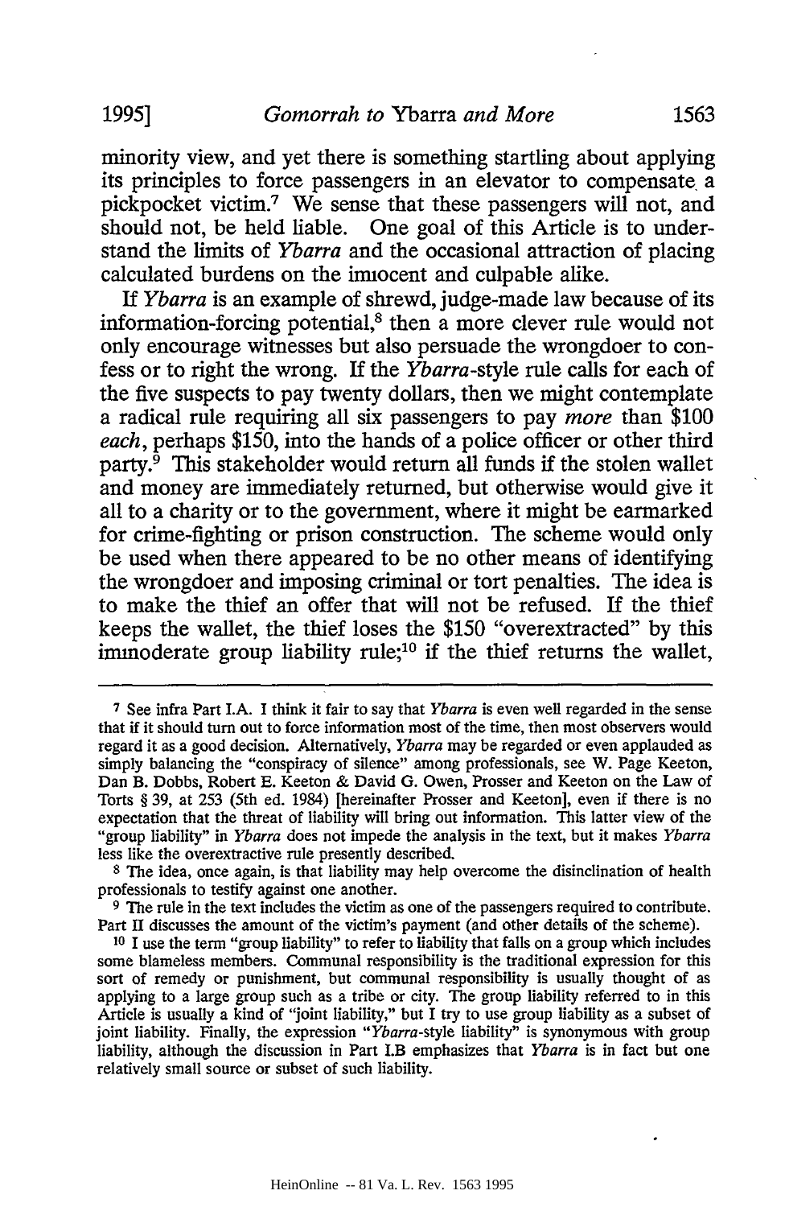minority view, and yet there is something startling about applying its principles to force passengers in an elevator to compensate a pickpocket victim.[7] We sense that these passengers will not, and should not, be held liable. One goal of this Article is to understand the limits of *Ybarra* and the occasional attraction of placing calculated burdens on the innocent and culpable alike.

If *Ybarra* is an example of shrewd, judge-made law because of its information-forcing potential,[8] then a more clever rule would not only encourage witnesses but also persuade the wrongdoer to confess or to right the wrong. If the *Ybarra*-style rule calls for each of the five suspects to pay twenty dollars, then we might contemplate a radical rule requiring all six passengers to pay *more* than $100 *each*, perhaps $150, into the hands of a police officer or other third party.[9] This stakeholder would return all funds if the stolen wallet and money are immediately returned, but otherwise would give it all to a charity or to the government, where it might be earmarked for crime-fighting or prison construction. The scheme would only be used when there appeared to be no other means of identifying the wrongdoer and imposing criminal or tort penalties. The idea is to make the thief an offer that will not be refused. If the thief keeps the wallet, the thief loses the $150 "overextracted" by this immoderate group liability rule;[10] if the thief returns the wallet,

---

[7] See infra Part I.A. I think it fair to say that *Ybarra* is even well regarded in the sense that if it should turn out to force information most of the time, then most observers would regard it as a good decision. Alternatively, *Ybarra* may be regarded or even applauded as simply balancing the "conspiracy of silence" among professionals, see W. Page Keeton, Dan B. Dobbs, Robert E. Keeton & David G. Owen, Prosser and Keeton on the Law of Torts § 39, at 253 (5th ed. 1984) [hereinafter Prosser and Keeton], even if there is no expectation that the threat of liability will bring out information. This latter view of the "group liability" in *Ybarra* does not impede the analysis in the text, but it makes *Ybarra* less like the overextractive rule presently described.

[8] The idea, once again, is that liability may help overcome the disinclination of health professionals to testify against one another.

[9] The rule in the text includes the victim as one of the passengers required to contribute. Part II discusses the amount of the victim's payment (and other details of the scheme).

[10] I use the term "group liability" to refer to liability that falls on a group which includes some blameless members. Communal responsibility is the traditional expression for this sort of remedy or punishment, but communal responsibility is usually thought of as applying to a large group such as a tribe or city. The group liability referred to in this Article is usually a kind of "joint liability," but I try to use group liability as a subset of joint liability. Finally, the expression "*Ybarra*-style liability" is synonymous with group liability, although the discussion in Part I.B emphasizes that *Ybarra* is in fact but one relatively small source or subset of such liability.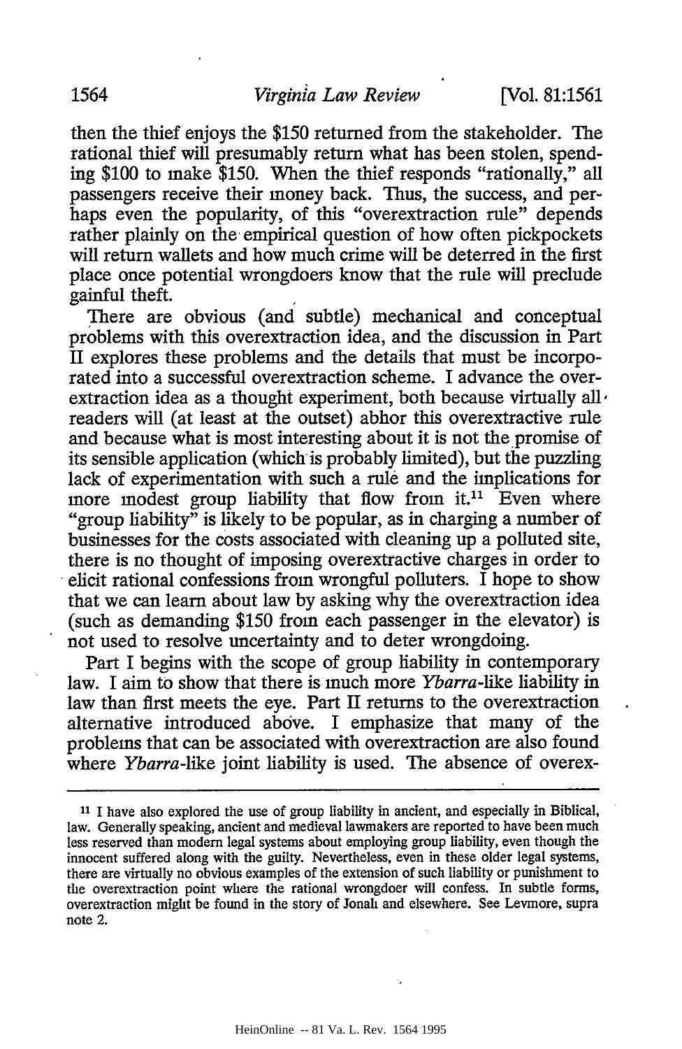then the thief enjoys the $150 returned from the stakeholder. The rational thief will presumably return what has been stolen, spending $100 to make $150. When the thief responds "rationally," all passengers receive their money back. Thus, the success, and perhaps even the popularity, of this "overextraction rule" depends rather plainly on the empirical question of how often pickpockets will return wallets and how much crime will be deterred in the first place once potential wrongdoers know that the rule will preclude gainful theft.

There are obvious (and subtle) mechanical and conceptual problems with this overextraction idea, and the discussion in Part II explores these problems and the details that must be incorporated into a successful overextraction scheme. I advance the overextraction idea as a thought experiment, both because virtually all readers will (at least at the outset) abhor this overextractive rule and because what is most interesting about it is not the promise of its sensible application (which is probably limited), but the puzzling lack of experimentation with such a rule and the implications for more modest group liability that flow from it.[11] Even where "group liability" is likely to be popular, as in charging a number of businesses for the costs associated with cleaning up a polluted site, there is no thought of imposing overextractive charges in order to elicit rational confessions from wrongful polluters. I hope to show that we can learn about law by asking why the overextraction idea (such as demanding $150 from each passenger in the elevator) is not used to resolve uncertainty and to deter wrongdoing.

Part I begins with the scope of group liability in contemporary law. I aim to show that there is much more *Ybarra*-like liability in law than first meets the eye. Part II returns to the overextraction alternative introduced above. I emphasize that many of the problems that can be associated with overextraction are also found where *Ybarra*-like joint liability is used. The absence of overex-

---

[11] I have also explored the use of group liability in ancient, and especially in Biblical, law. Generally speaking, ancient and medieval lawmakers are reported to have been much less reserved than modern legal systems about employing group liability, even though the innocent suffered along with the guilty. Nevertheless, even in these older legal systems, there are virtually no obvious examples of the extension of such liability or punishment to the overextraction point where the rational wrongdoer will confess. In subtle forms, overextraction might be found in the story of Jonah and elsewhere. See Levmore, supra note 2.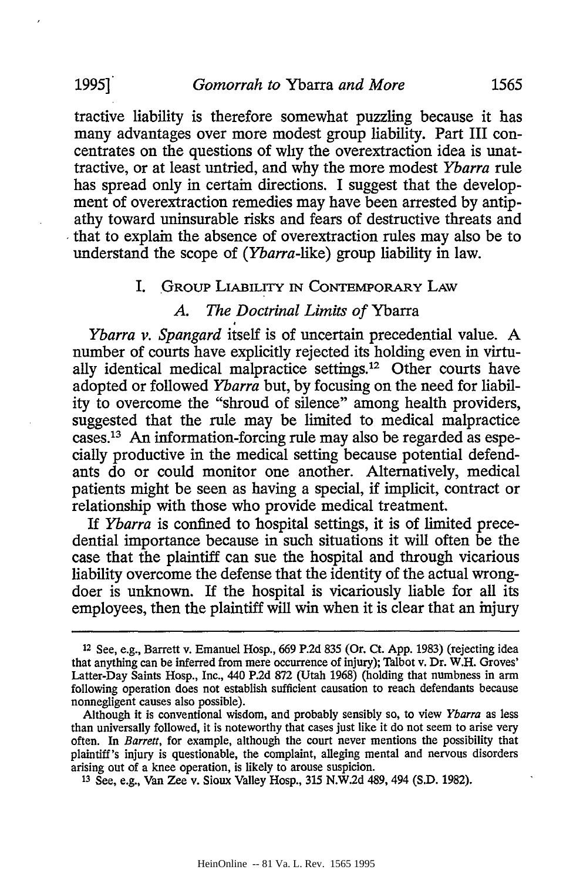tractive liability is therefore somewhat puzzling because it has many advantages over more modest group liability. Part III concentrates on the questions of why the overextraction idea is unattractive, or at least untried, and why the more modest *Ybarra* rule has spread only in certain directions. I suggest that the development of overextraction remedies may have been arrested by antipathy toward uninsurable risks and fears of destructive threats and that to explain the absence of overextraction rules may also be to understand the scope of (*Ybarra*-like) group liability in law.

## I. Group Liability in Contemporary Law

### A. The Doctrinal Limits of *Ybarra*

*Ybarra v. Spangard* itself is of uncertain precedential value. A number of courts have explicitly rejected its holding even in virtually identical medical malpractice settings.[12] Other courts have adopted or followed *Ybarra* but, by focusing on the need for liability to overcome the "shroud of silence" among health providers, suggested that the rule may be limited to medical malpractice cases.[13] An information-forcing rule may also be regarded as especially productive in the medical setting because potential defendants do or could monitor one another. Alternatively, medical patients might be seen as having a special, if implicit, contract or relationship with those who provide medical treatment.

If *Ybarra* is confined to hospital settings, it is of limited precedential importance because in such situations it will often be the case that the plaintiff can sue the hospital and through vicarious liability overcome the defense that the identity of the actual wrongdoer is unknown. If the hospital is vicariously liable for all its employees, then the plaintiff will win when it is clear that an injury

---

[12] See, e.g., Barrett v. Emanuel Hosp., 669 P.2d 835 (Or. Ct. App. 1983) (rejecting idea that anything can be inferred from mere occurrence of injury); Talbot v. Dr. W.H. Groves' Latter-Day Saints Hosp., Inc., 440 P.2d 872 (Utah 1968) (holding that numbness in arm following operation does not establish sufficient causation to reach defendants because nonnegligent causes also possible).

Although it is conventional wisdom, and probably sensibly so, to view *Ybarra* as less than universally followed, it is noteworthy that cases just like it do not seem to arise very often. In *Barrett*, for example, although the court never mentions the possibility that plaintiff's injury is questionable, the complaint, alleging mental and nervous disorders arising out of a knee operation, is likely to arouse suspicion.

[13] See, e.g., Van Zee v. Sioux Valley Hosp., 315 N.W.2d 489, 494 (S.D. 1982).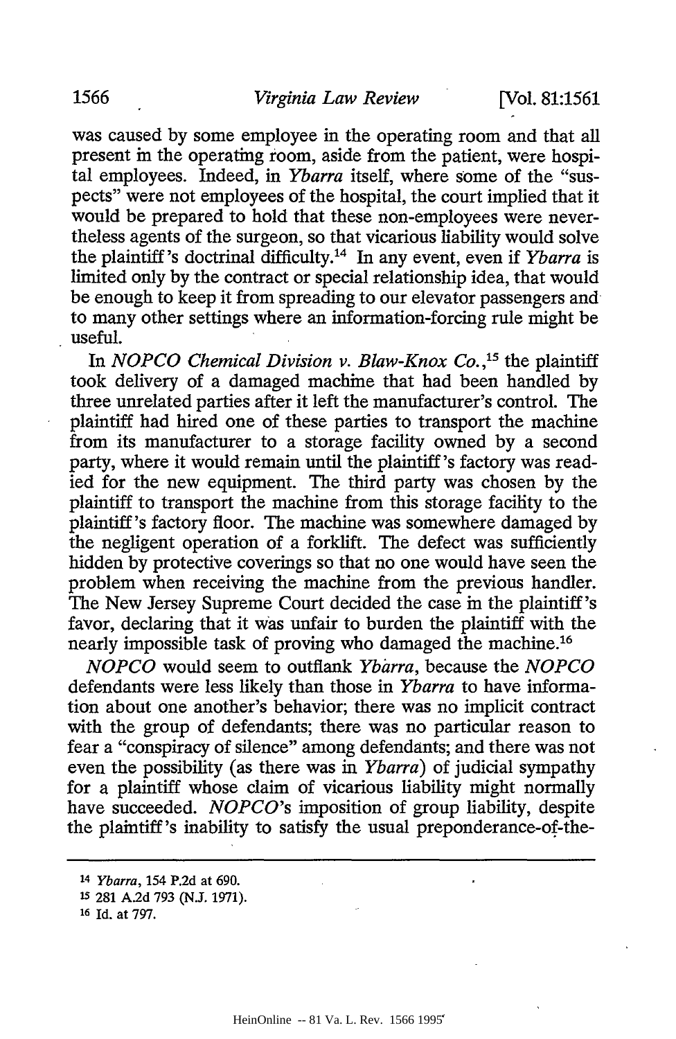was caused by some employee in the operating room and that all present in the operating room, aside from the patient, were hospital employees. Indeed, in *Ybarra* itself, where some of the "suspects" were not employees of the hospital, the court implied that it would be prepared to hold that these non-employees were nevertheless agents of the surgeon, so that vicarious liability would solve the plaintiff's doctrinal difficulty.[14] In any event, even if *Ybarra* is limited only by the contract or special relationship idea, that would be enough to keep it from spreading to our elevator passengers and to many other settings where an information-forcing rule might be useful.

In *NOPCO Chemical Division v. Blaw-Knox Co.*,[15] the plaintiff took delivery of a damaged machine that had been handled by three unrelated parties after it left the manufacturer's control. The plaintiff had hired one of these parties to transport the machine from its manufacturer to a storage facility owned by a second party, where it would remain until the plaintiff's factory was readied for the new equipment. The third party was chosen by the plaintiff to transport the machine from this storage facility to the plaintiff's factory floor. The machine was somewhere damaged by the negligent operation of a forklift. The defect was sufficiently hidden by protective coverings so that no one would have seen the problem when receiving the machine from the previous handler. The New Jersey Supreme Court decided the case in the plaintiff's favor, declaring that it was unfair to burden the plaintiff with the nearly impossible task of proving who damaged the machine.[16]

*NOPCO* would seem to outflank *Ybarra*, because the *NOPCO* defendants were less likely than those in *Ybarra* to have information about one another's behavior; there was no implicit contract with the group of defendants; there was no particular reason to fear a "conspiracy of silence" among defendants; and there was not even the possibility (as there was in *Ybarra*) of judicial sympathy for a plaintiff whose claim of vicarious liability might normally have succeeded. *NOPCO*'s imposition of group liability, despite the plaintiff's inability to satisfy the usual preponderance-of-the-

---

[14] *Ybarra*, 154 P.2d at 690.

[15] 281 A.2d 793 (N.J. 1971).

[16] Id. at 797.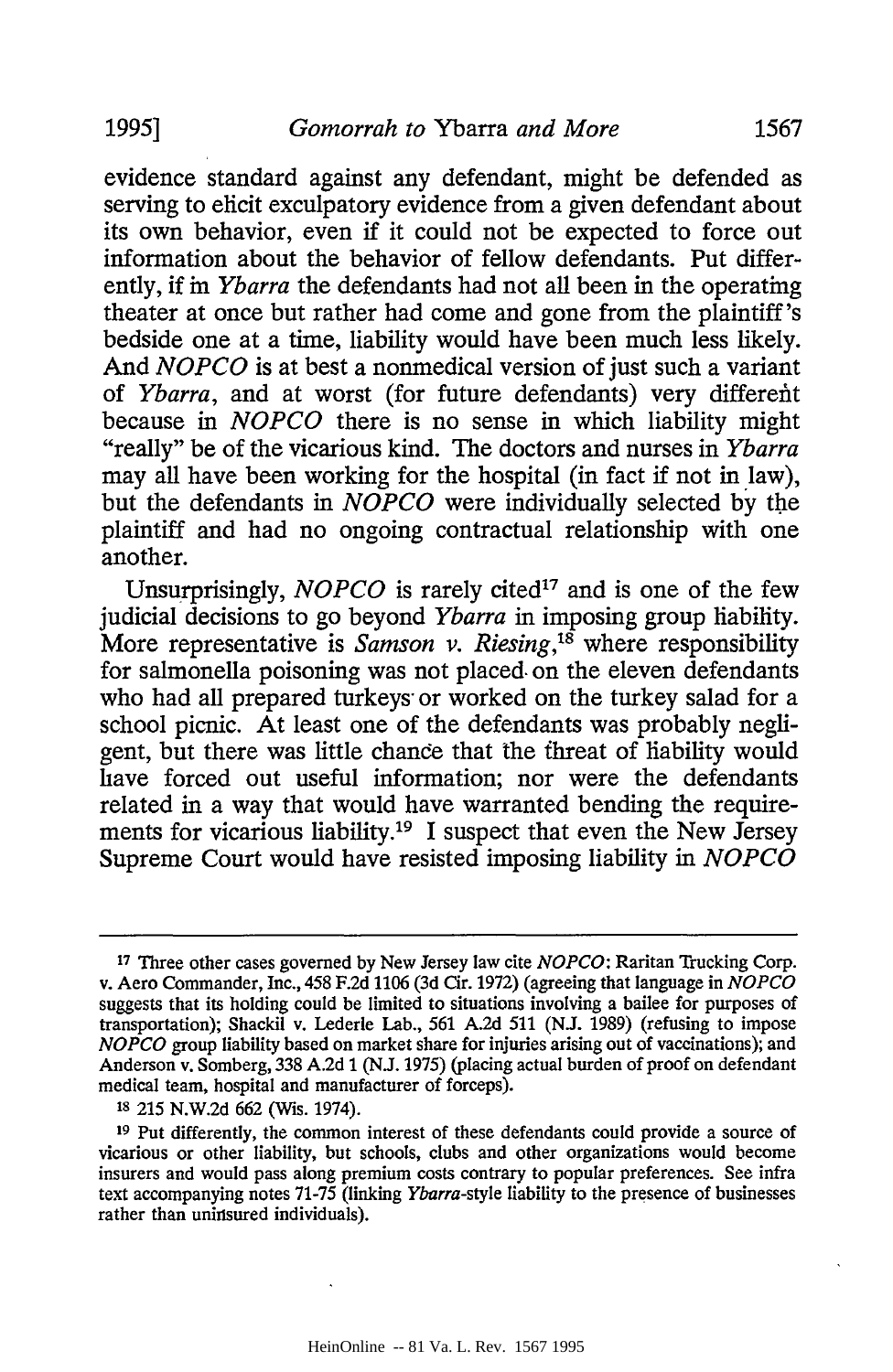evidence standard against any defendant, might be defended as serving to elicit exculpatory evidence from a given defendant about its own behavior, even if it could not be expected to force out information about the behavior of fellow defendants. Put differently, if in *Ybarra* the defendants had not all been in the operating theater at once but rather had come and gone from the plaintiff's bedside one at a time, liability would have been much less likely. And *NOPCO* is at best a nonmedical version of just such a variant of *Ybarra*, and at worst (for future defendants) very different because in *NOPCO* there is no sense in which liability might "really" be of the vicarious kind. The doctors and nurses in *Ybarra* may all have been working for the hospital (in fact if not in law), but the defendants in *NOPCO* were individually selected by the plaintiff and had no ongoing contractual relationship with one another.

Unsurprisingly, *NOPCO* is rarely cited[17] and is one of the few judicial decisions to go beyond *Ybarra* in imposing group liability. More representative is *Samson v. Riesing*,[18] where responsibility for salmonella poisoning was not placed on the eleven defendants who had all prepared turkeys or worked on the turkey salad for a school picnic. At least one of the defendants was probably negligent, but there was little chance that the threat of liability would have forced out useful information; nor were the defendants related in a way that would have warranted bending the requirements for vicarious liability.[19] I suspect that even the New Jersey Supreme Court would have resisted imposing liability in *NOPCO*

---

[17] Three other cases governed by New Jersey law cite *NOPCO*: Raritan Trucking Corp. v. Aero Commander, Inc., 458 F.2d 1106 (3d Cir. 1972) (agreeing that language in *NOPCO* suggests that its holding could be limited to situations involving a bailee for purposes of transportation); Shackil v. Lederle Lab., 561 A.2d 511 (N.J. 1989) (refusing to impose *NOPCO* group liability based on market share for injuries arising out of vaccinations); and Anderson v. Somberg, 338 A.2d 1 (N.J. 1975) (placing actual burden of proof on defendant medical team, hospital and manufacturer of forceps).

[18] 215 N.W.2d 662 (Wis. 1974).

[19] Put differently, the common interest of these defendants could provide a source of vicarious or other liability, but schools, clubs and other organizations would become insurers and would pass along premium costs contrary to popular preferences. See infra text accompanying notes 71-75 (linking *Ybarra*-style liability to the presence of businesses rather than uninsured individuals).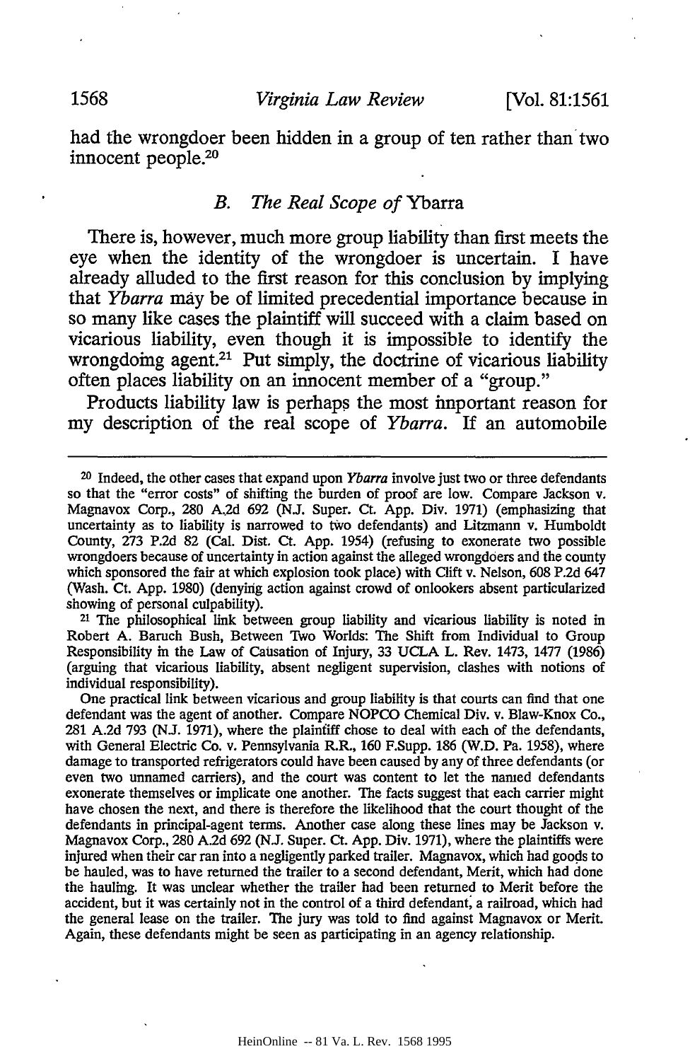had the wrongdoer been hidden in a group of ten rather than two innocent people.[20]

### B. *The Real Scope of* Ybarra

There is, however, much more group liability than first meets the eye when the identity of the wrongdoer is uncertain. I have already alluded to the first reason for this conclusion by implying that *Ybarra* may be of limited precedential importance because in so many like cases the plaintiff will succeed with a claim based on vicarious liability, even though it is impossible to identify the wrongdoing agent.[21] Put simply, the doctrine of vicarious liability often places liability on an innocent member of a "group."

Products liability law is perhaps the most important reason for my description of the real scope of *Ybarra*. If an automobile

---

[20] Indeed, the other cases that expand upon *Ybarra* involve just two or three defendants so that the "error costs" of shifting the burden of proof are low. Compare Jackson v. Magnavox Corp., 280 A.2d 692 (N.J. Super. Ct. App. Div. 1971) (emphasizing that uncertainty as to liability is narrowed to two defendants) and Litzmann v. Humboldt County, 273 P.2d 82 (Cal. Dist. Ct. App. 1954) (refusing to exonerate two possible wrongdoers because of uncertainty in action against the alleged wrongdoers and the county which sponsored the fair at which explosion took place) with Clift v. Nelson, 608 P.2d 647 (Wash. Ct. App. 1980) (denying action against crowd of onlookers absent particularized showing of personal culpability).

[21] The philosophical link between group liability and vicarious liability is noted in Robert A. Baruch Bush, Between Two Worlds: The Shift from Individual to Group Responsibility in the Law of Causation of Injury, 33 UCLA L. Rev. 1473, 1477 (1986) (arguing that vicarious liability, absent negligent supervision, clashes with notions of individual responsibility).

One practical link between vicarious and group liability is that courts can find that one defendant was the agent of another. Compare NOPCO Chemical Div. v. Blaw-Knox Co., 281 A.2d 793 (N.J. 1971), where the plaintiff chose to deal with each of the defendants, with General Electric Co. v. Pennsylvania R.R., 160 F.Supp. 186 (W.D. Pa. 1958), where damage to transported refrigerators could have been caused by any of three defendants (or even two unnamed carriers), and the court was content to let the named defendants exonerate themselves or implicate one another. The facts suggest that each carrier might have chosen the next, and there is therefore the likelihood that the court thought of the defendants in principal-agent terms. Another case along these lines may be Jackson v. Magnavox Corp., 280 A.2d 692 (N.J. Super. Ct. App. Div. 1971), where the plaintiffs were injured when their car ran into a negligently parked trailer. Magnavox, which had goods to be hauled, was to have returned the trailer to a second defendant, Merit, which had done the hauling. It was unclear whether the trailer had been returned to Merit before the accident, but it was certainly not in the control of a third defendant, a railroad, which had the general lease on the trailer. The jury was told to find against Magnavox or Merit. Again, these defendants might be seen as participating in an agency relationship.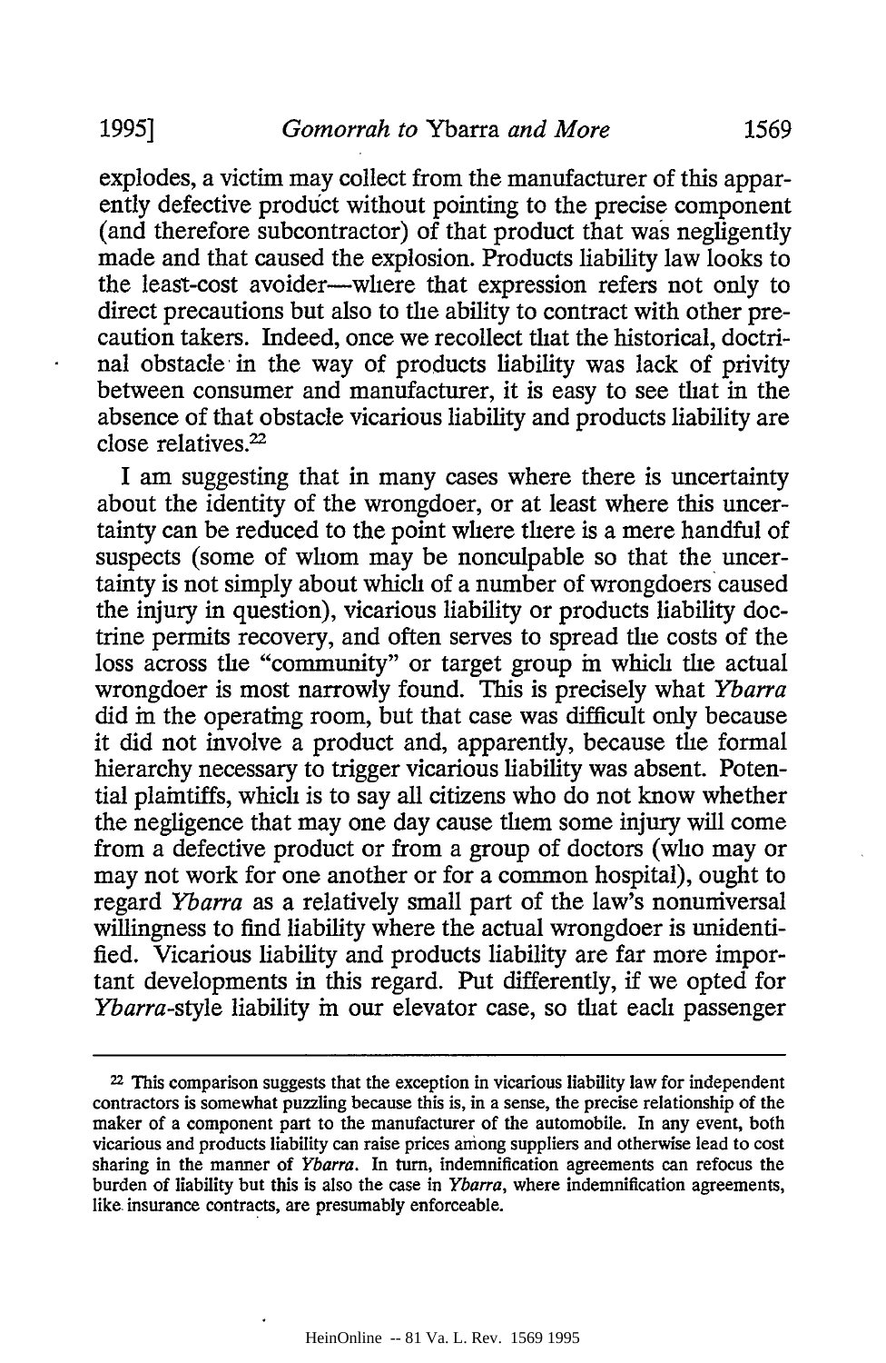explodes, a victim may collect from the manufacturer of this apparently defective product without pointing to the precise component (and therefore subcontractor) of that product that was negligently made and that caused the explosion. Products liability law looks to the least-cost avoider—where that expression refers not only to direct precautions but also to the ability to contract with other precaution takers. Indeed, once we recollect that the historical, doctrinal obstacle in the way of products liability was lack of privity between consumer and manufacturer, it is easy to see that in the absence of that obstacle vicarious liability and products liability are close relatives.[22]

I am suggesting that in many cases where there is uncertainty about the identity of the wrongdoer, or at least where this uncertainty can be reduced to the point where there is a mere handful of suspects (some of whom may be nonculpable so that the uncertainty is not simply about which of a number of wrongdoers caused the injury in question), vicarious liability or products liability doctrine permits recovery, and often serves to spread the costs of the loss across the "community" or target group in which the actual wrongdoer is most narrowly found. This is precisely what *Ybarra* did in the operating room, but that case was difficult only because it did not involve a product and, apparently, because the formal hierarchy necessary to trigger vicarious liability was absent. Potential plaintiffs, which is to say all citizens who do not know whether the negligence that may one day cause them some injury will come from a defective product or from a group of doctors (who may or may not work for one another or for a common hospital), ought to regard *Ybarra* as a relatively small part of the law's nonuniversal willingness to find liability where the actual wrongdoer is unidentified. Vicarious liability and products liability are far more important developments in this regard. Put differently, if we opted for *Ybarra*-style liability in our elevator case, so that each passenger

---

[22] This comparison suggests that the exception in vicarious liability law for independent contractors is somewhat puzzling because this is, in a sense, the precise relationship of the maker of a component part to the manufacturer of the automobile. In any event, both vicarious and products liability can raise prices among suppliers and otherwise lead to cost sharing in the manner of *Ybarra*. In turn, indemnification agreements can refocus the burden of liability but this is also the case in *Ybarra*, where indemnification agreements, like insurance contracts, are presumably enforceable.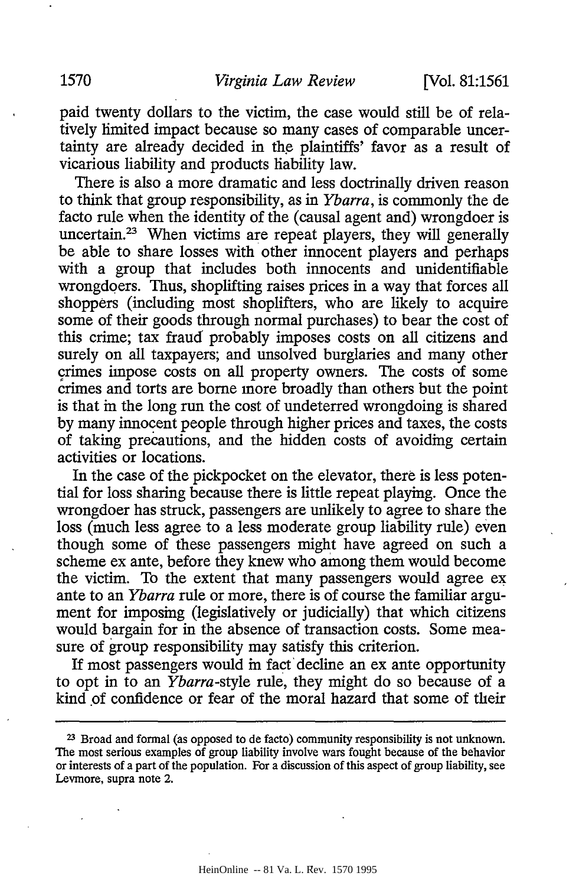paid twenty dollars to the victim, the case would still be of relatively limited impact because so many cases of comparable uncertainty are already decided in the plaintiffs' favor as a result of vicarious liability and products liability law.

There is also a more dramatic and less doctrinally driven reason to think that group responsibility, as in *Ybarra*, is commonly the de facto rule when the identity of the (causal agent and) wrongdoer is uncertain.[23] When victims are repeat players, they will generally be able to share losses with other innocent players and perhaps with a group that includes both innocents and unidentifiable wrongdoers. Thus, shoplifting raises prices in a way that forces all shoppers (including most shoplifters, who are likely to acquire some of their goods through normal purchases) to bear the cost of this crime; tax fraud probably imposes costs on all citizens and surely on all taxpayers; and unsolved burglaries and many other crimes impose costs on all property owners. The costs of some crimes and torts are borne more broadly than others but the point is that in the long run the cost of undeterred wrongdoing is shared by many innocent people through higher prices and taxes, the costs of taking precautions, and the hidden costs of avoiding certain activities or locations.

In the case of the pickpocket on the elevator, there is less potential for loss sharing because there is little repeat playing. Once the wrongdoer has struck, passengers are unlikely to agree to share the loss (much less agree to a less moderate group liability rule) even though some of these passengers might have agreed on such a scheme ex ante, before they knew who among them would become the victim. To the extent that many passengers would agree ex ante to an *Ybarra* rule or more, there is of course the familiar argument for imposing (legislatively or judicially) that which citizens would bargain for in the absence of transaction costs. Some measure of group responsibility may satisfy this criterion.

If most passengers would in fact decline an ex ante opportunity to opt in to an *Ybarra*-style rule, they might do so because of a kind of confidence or fear of the moral hazard that some of their

---

[23] Broad and formal (as opposed to de facto) community responsibility is not unknown. The most serious examples of group liability involve wars fought because of the behavior or interests of a part of the population. For a discussion of this aspect of group liability, see Levmore, supra note 2.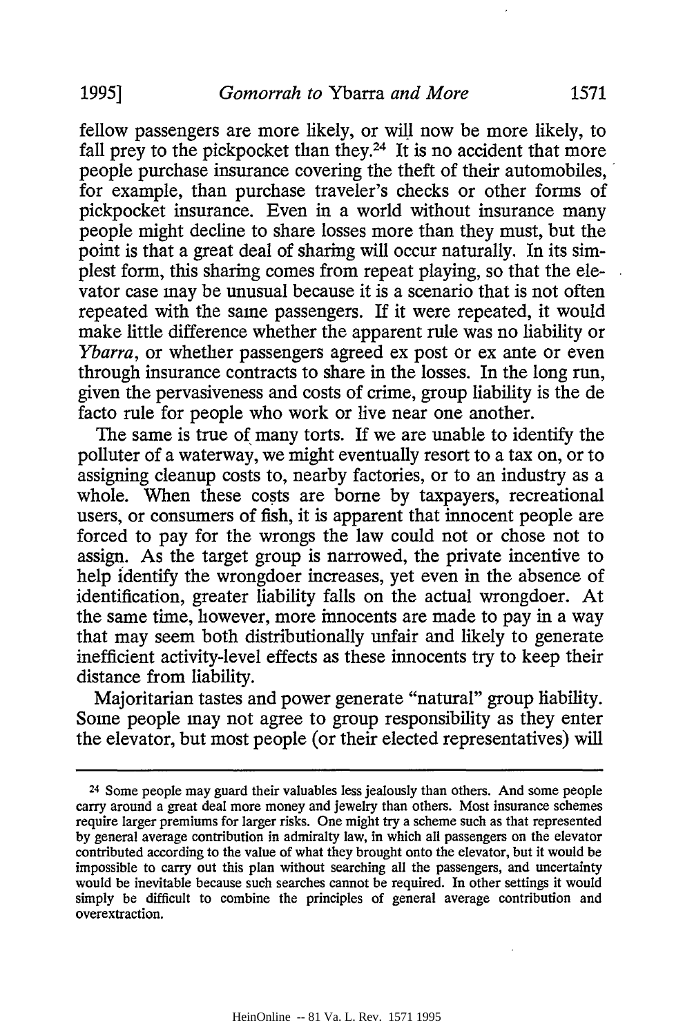fellow passengers are more likely, or will now be more likely, to fall prey to the pickpocket than they.[24] It is no accident that more people purchase insurance covering the theft of their automobiles, for example, than purchase traveler's checks or other forms of pickpocket insurance. Even in a world without insurance many people might decline to share losses more than they must, but the point is that a great deal of sharing will occur naturally. In its simplest form, this sharing comes from repeat playing, so that the elevator case may be unusual because it is a scenario that is not often repeated with the same passengers. If it were repeated, it would make little difference whether the apparent rule was no liability or *Ybarra*, or whether passengers agreed ex post or ex ante or even through insurance contracts to share in the losses. In the long run, given the pervasiveness and costs of crime, group liability is the de facto rule for people who work or live near one another.

The same is true of many torts. If we are unable to identify the polluter of a waterway, we might eventually resort to a tax on, or to assigning cleanup costs to, nearby factories, or to an industry as a whole. When these costs are borne by taxpayers, recreational users, or consumers of fish, it is apparent that innocent people are forced to pay for the wrongs the law could not or chose not to assign. As the target group is narrowed, the private incentive to help identify the wrongdoer increases, yet even in the absence of identification, greater liability falls on the actual wrongdoer. At the same time, however, more innocents are made to pay in a way that may seem both distributionally unfair and likely to generate inefficient activity-level effects as these innocents try to keep their distance from liability.

Majoritarian tastes and power generate "natural" group liability. Some people may not agree to group responsibility as they enter the elevator, but most people (or their elected representatives) will

---

[24] Some people may guard their valuables less jealously than others. And some people carry around a great deal more money and jewelry than others. Most insurance schemes require larger premiums for larger risks. One might try a scheme such as that represented by general average contribution in admiralty law, in which all passengers on the elevator contributed according to the value of what they brought onto the elevator, but it would be impossible to carry out this plan without searching all the passengers, and uncertainty would be inevitable because such searches cannot be required. In other settings it would simply be difficult to combine the principles of general average contribution and overextraction.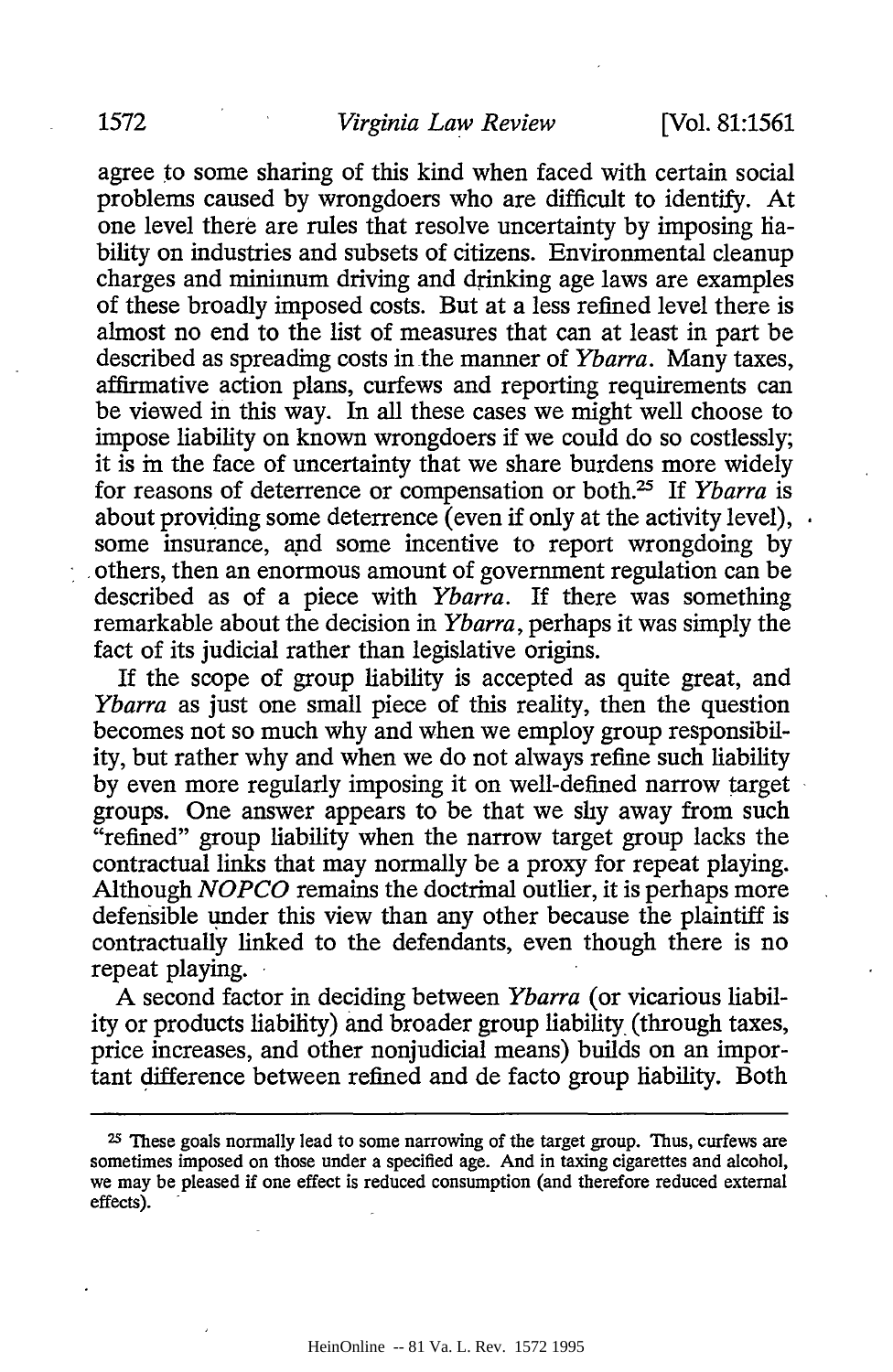agree to some sharing of this kind when faced with certain social problems caused by wrongdoers who are difficult to identify. At one level there are rules that resolve uncertainty by imposing liability on industries and subsets of citizens. Environmental cleanup charges and minimum driving and drinking age laws are examples of these broadly imposed costs. But at a less refined level there is almost no end to the list of measures that can at least in part be described as spreading costs in the manner of *Ybarra*. Many taxes, affirmative action plans, curfews and reporting requirements can be viewed in this way. In all these cases we might well choose to impose liability on known wrongdoers if we could do so costlessly; it is in the face of uncertainty that we share burdens more widely for reasons of deterrence or compensation or both.[25] If *Ybarra* is about providing some deterrence (even if only at the activity level), some insurance, and some incentive to report wrongdoing by others, then an enormous amount of government regulation can be described as of a piece with *Ybarra*. If there was something remarkable about the decision in *Ybarra*, perhaps it was simply the fact of its judicial rather than legislative origins.

If the scope of group liability is accepted as quite great, and *Ybarra* as just one small piece of this reality, then the question becomes not so much why and when we employ group responsibility, but rather why and when we do not always refine such liability by even more regularly imposing it on well-defined narrow target groups. One answer appears to be that we shy away from such "refined" group liability when the narrow target group lacks the contractual links that may normally be a proxy for repeat playing. Although *NOPCO* remains the doctrinal outlier, it is perhaps more defensible under this view than any other because the plaintiff is contractually linked to the defendants, even though there is no repeat playing.

A second factor in deciding between *Ybarra* (or vicarious liability or products liability) and broader group liability (through taxes, price increases, and other nonjudicial means) builds on an important difference between refined and de facto group liability. Both

---

[25] These goals normally lead to some narrowing of the target group. Thus, curfews are sometimes imposed on those under a specified age. And in taxing cigarettes and alcohol, we may be pleased if one effect is reduced consumption (and therefore reduced external effects).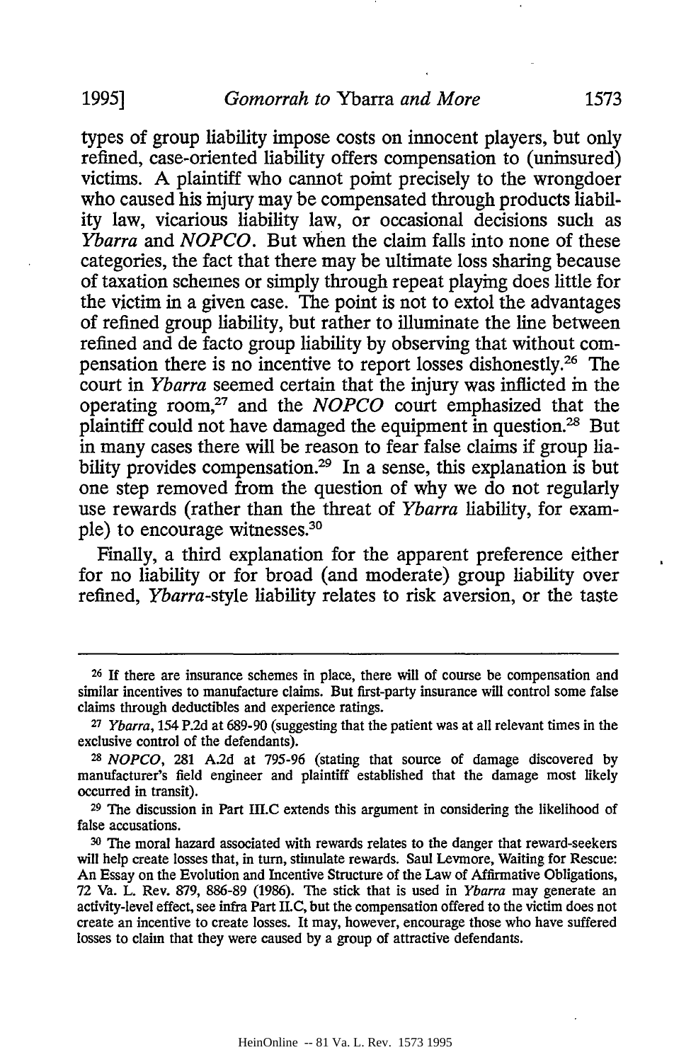types of group liability impose costs on innocent players, but only refined, case-oriented liability offers compensation to (uninsured) victims. A plaintiff who cannot point precisely to the wrongdoer who caused his injury may be compensated through products liability law, vicarious liability law, or occasional decisions such as *Ybarra* and *NOPCO*. But when the claim falls into none of these categories, the fact that there may be ultimate loss sharing because of taxation schemes or simply through repeat playing does little for the victim in a given case. The point is not to extol the advantages of refined group liability, but rather to illuminate the line between refined and de facto group liability by observing that without compensation there is no incentive to report losses dishonestly.[26] The court in *Ybarra* seemed certain that the injury was inflicted in the operating room,[27] and the *NOPCO* court emphasized that the plaintiff could not have damaged the equipment in question.[28] But in many cases there will be reason to fear false claims if group liability provides compensation.[29] In a sense, this explanation is but one step removed from the question of why we do not regularly use rewards (rather than the threat of *Ybarra* liability, for example) to encourage witnesses.[30]

Finally, a third explanation for the apparent preference either for no liability or for broad (and moderate) group liability over refined, *Ybarra*-style liability relates to risk aversion, or the taste

---

[26] If there are insurance schemes in place, there will of course be compensation and similar incentives to manufacture claims. But first-party insurance will control some false claims through deductibles and experience ratings.

[27] *Ybarra*, 154 P.2d at 689-90 (suggesting that the patient was at all relevant times in the exclusive control of the defendants).

[28] *NOPCO*, 281 A.2d at 795-96 (stating that source of damage discovered by manufacturer's field engineer and plaintiff established that the damage most likely occurred in transit).

[29] The discussion in Part III.C extends this argument in considering the likelihood of false accusations.

[30] The moral hazard associated with rewards relates to the danger that reward-seekers will help create losses that, in turn, stimulate rewards. Saul Levmore, Waiting for Rescue: An Essay on the Evolution and Incentive Structure of the Law of Affirmative Obligations, 72 Va. L. Rev. 879, 886-89 (1986). The stick that is used in *Ybarra* may generate an activity-level effect, see infra Part II.C, but the compensation offered to the victim does not create an incentive to create losses. It may, however, encourage those who have suffered losses to claim that they were caused by a group of attractive defendants.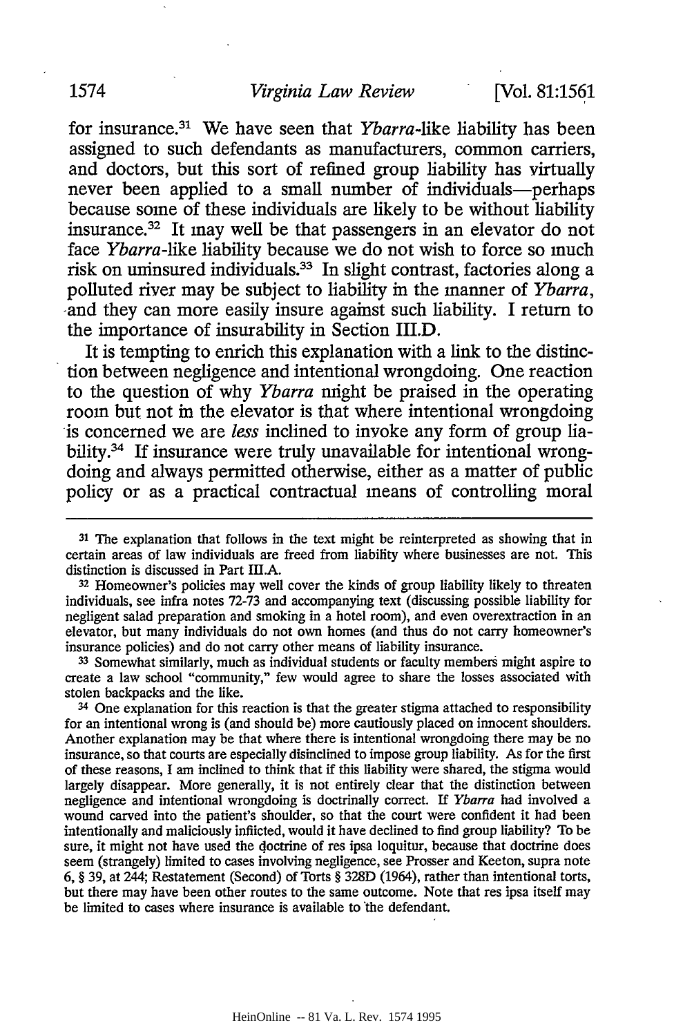for insurance.[31] We have seen that *Ybarra*-like liability has been assigned to such defendants as manufacturers, common carriers, and doctors, but this sort of refined group liability has virtually never been applied to a small number of individuals—perhaps because some of these individuals are likely to be without liability insurance.[32] It may well be that passengers in an elevator do not face *Ybarra*-like liability because we do not wish to force so much risk on uninsured individuals.[33] In slight contrast, factories along a polluted river may be subject to liability in the manner of *Ybarra*, and they can more easily insure against such liability. I return to the importance of insurability in Section III.D.

It is tempting to enrich this explanation with a link to the distinction between negligence and intentional wrongdoing. One reaction to the question of why *Ybarra* might be praised in the operating room but not in the elevator is that where intentional wrongdoing is concerned we are *less* inclined to invoke any form of group liability.[34] If insurance were truly unavailable for intentional wrongdoing and always permitted otherwise, either as a matter of public policy or as a practical contractual means of controlling moral

---

[31] The explanation that follows in the text might be reinterpreted as showing that in certain areas of law individuals are freed from liability where businesses are not. This distinction is discussed in Part III.A.

[32] Homeowner's policies may well cover the kinds of group liability likely to threaten individuals, see infra notes 72-73 and accompanying text (discussing possible liability for negligent salad preparation and smoking in a hotel room), and even overextraction in an elevator, but many individuals do not own homes (and thus do not carry homeowner's insurance policies) and do not carry other means of liability insurance.

[33] Somewhat similarly, much as individual students or faculty members might aspire to create a law school "community," few would agree to share the losses associated with stolen backpacks and the like.

[34] One explanation for this reaction is that the greater stigma attached to responsibility for an intentional wrong is (and should be) more cautiously placed on innocent shoulders. Another explanation may be that where there is intentional wrongdoing there may be no insurance, so that courts are especially disinclined to impose group liability. As for the first of these reasons, I am inclined to think that if this liability were shared, the stigma would largely disappear. More generally, it is not entirely clear that the distinction between negligence and intentional wrongdoing is doctrinally correct. If *Ybarra* had involved a wound carved into the patient's shoulder, so that the court were confident it had been intentionally and maliciously inflicted, would it have declined to find group liability? To be sure, it might not have used the doctrine of res ipsa loquitur, because that doctrine does seem (strangely) limited to cases involving negligence, see Prosser and Keeton, supra note 6, § 39, at 244; Restatement (Second) of Torts § 328D (1964), rather than intentional torts, but there may have been other routes to the same outcome. Note that res ipsa itself may be limited to cases where insurance is available to the defendant.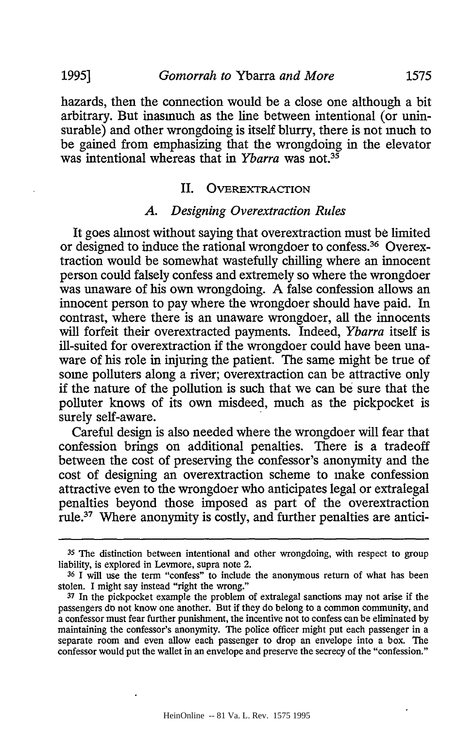hazards, then the connection would be a close one although a bit arbitrary. But inasmuch as the line between intentional (or uninsurable) and other wrongdoing is itself blurry, there is not much to be gained from emphasizing that the wrongdoing in the elevator was intentional whereas that in *Ybarra* was not.[35]

## II. Overextraction

### *A. Designing Overextraction Rules*

It goes almost without saying that overextraction must be limited or designed to induce the rational wrongdoer to confess.[36] Overextraction would be somewhat wastefully chilling where an innocent person could falsely confess and extremely so where the wrongdoer was unaware of his own wrongdoing. A false confession allows an innocent person to pay where the wrongdoer should have paid. In contrast, where there is an unaware wrongdoer, all the innocents will forfeit their overextracted payments. Indeed, *Ybarra* itself is ill-suited for overextraction if the wrongdoer could have been unaware of his role in injuring the patient. The same might be true of some polluters along a river; overextraction can be attractive only if the nature of the pollution is such that we can be sure that the polluter knows of its own misdeed, much as the pickpocket is surely self-aware.

Careful design is also needed where the wrongdoer will fear that confession brings on additional penalties. There is a tradeoff between the cost of preserving the confessor's anonymity and the cost of designing an overextraction scheme to make confession attractive even to the wrongdoer who anticipates legal or extralegal penalties beyond those imposed as part of the overextraction rule.[37] Where anonymity is costly, and further penalties are antici-

---

[35] The distinction between intentional and other wrongdoing, with respect to group liability, is explored in Levmore, supra note 2.

[36] I will use the term "confess" to include the anonymous return of what has been stolen. I might say instead "right the wrong."

[37] In the pickpocket example the problem of extralegal sanctions may not arise if the passengers do not know one another. But if they do belong to a common community, and a confessor must fear further punishment, the incentive not to confess can be eliminated by maintaining the confessor's anonymity. The police officer might put each passenger in a separate room and even allow each passenger to drop an envelope into a box. The confessor would put the wallet in an envelope and preserve the secrecy of the "confession."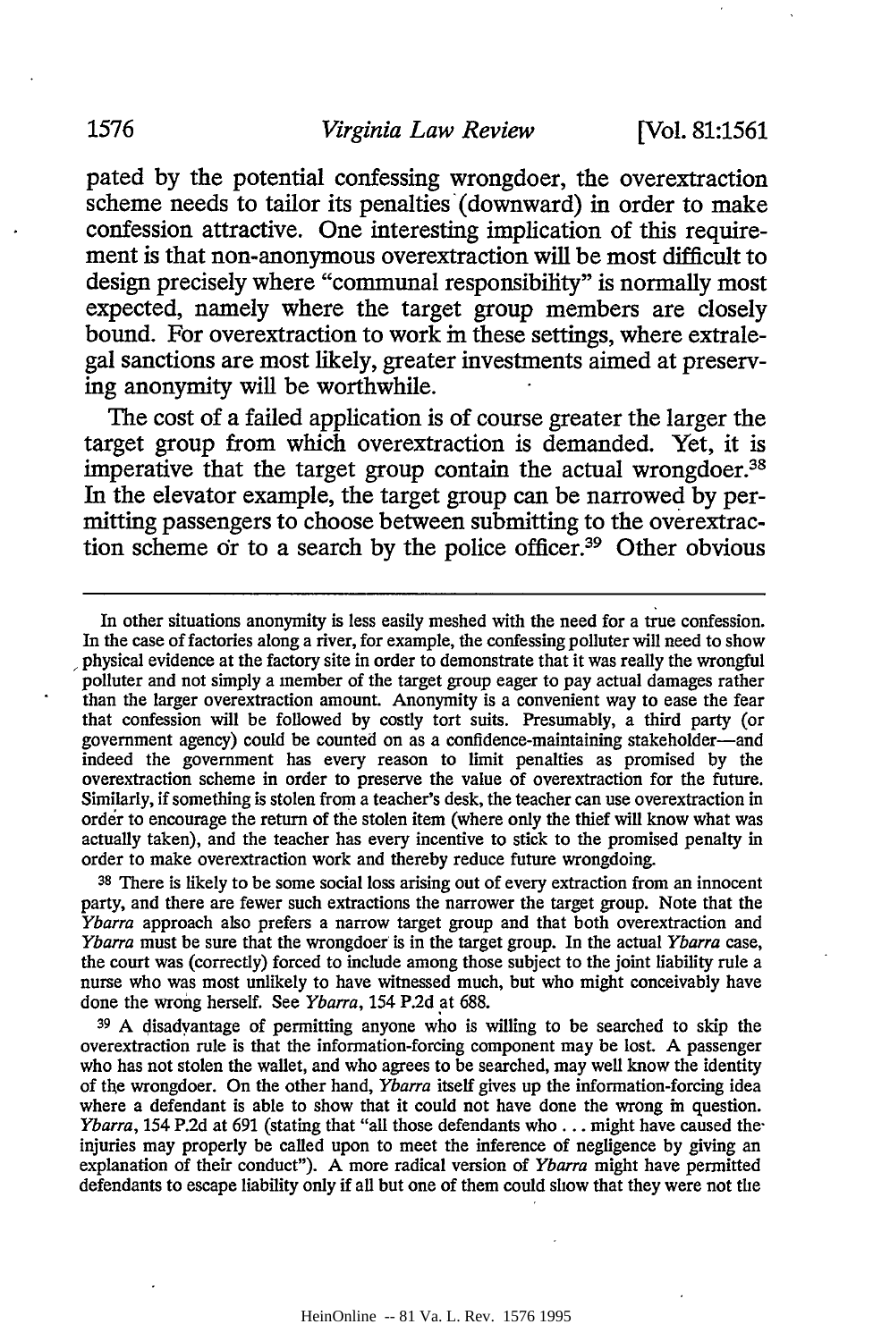pated by the potential confessing wrongdoer, the overextraction scheme needs to tailor its penalties (downward) in order to make confession attractive. One interesting implication of this requirement is that non-anonymous overextraction will be most difficult to design precisely where "communal responsibility" is normally most expected, namely where the target group members are closely bound. For overextraction to work in these settings, where extralegal sanctions are most likely, greater investments aimed at preserving anonymity will be worthwhile.

The cost of a failed application is of course greater the larger the target group from which overextraction is demanded. Yet, it is imperative that the target group contain the actual wrongdoer.[38] In the elevator example, the target group can be narrowed by permitting passengers to choose between submitting to the overextraction scheme or to a search by the police officer.[39] Other obvious

---

In other situations anonymity is less easily meshed with the need for a true confession. In the case of factories along a river, for example, the confessing polluter will need to show physical evidence at the factory site in order to demonstrate that it was really the wrongful polluter and not simply a member of the target group eager to pay actual damages rather than the larger overextraction amount. Anonymity is a convenient way to ease the fear that confession will be followed by costly tort suits. Presumably, a third party (or government agency) could be counted on as a confidence-maintaining stakeholder—and indeed the government has every reason to limit penalties as promised by the overextraction scheme in order to preserve the value of overextraction for the future. Similarly, if something is stolen from a teacher's desk, the teacher can use overextraction in order to encourage the return of the stolen item (where only the thief will know what was actually taken), and the teacher has every incentive to stick to the promised penalty in order to make overextraction work and thereby reduce future wrongdoing.

[38] There is likely to be some social loss arising out of every extraction from an innocent party, and there are fewer such extractions the narrower the target group. Note that the *Ybarra* approach also prefers a narrow target group and that both overextraction and *Ybarra* must be sure that the wrongdoer is in the target group. In the actual *Ybarra* case, the court was (correctly) forced to include among those subject to the joint liability rule a nurse who was most unlikely to have witnessed much, but who might conceivably have done the wrong herself. See *Ybarra*, 154 P.2d at 688.

[39] A disadvantage of permitting anyone who is willing to be searched to skip the overextraction rule is that the information-forcing component may be lost. A passenger who has not stolen the wallet, and who agrees to be searched, may well know the identity of the wrongdoer. On the other hand, *Ybarra* itself gives up the information-forcing idea where a defendant is able to show that it could not have done the wrong in question. *Ybarra*, 154 P.2d at 691 (stating that "all those defendants who . . . might have caused the injuries may properly be called upon to meet the inference of negligence by giving an explanation of their conduct"). A more radical version of *Ybarra* might have permitted defendants to escape liability only if all but one of them could show that they were not the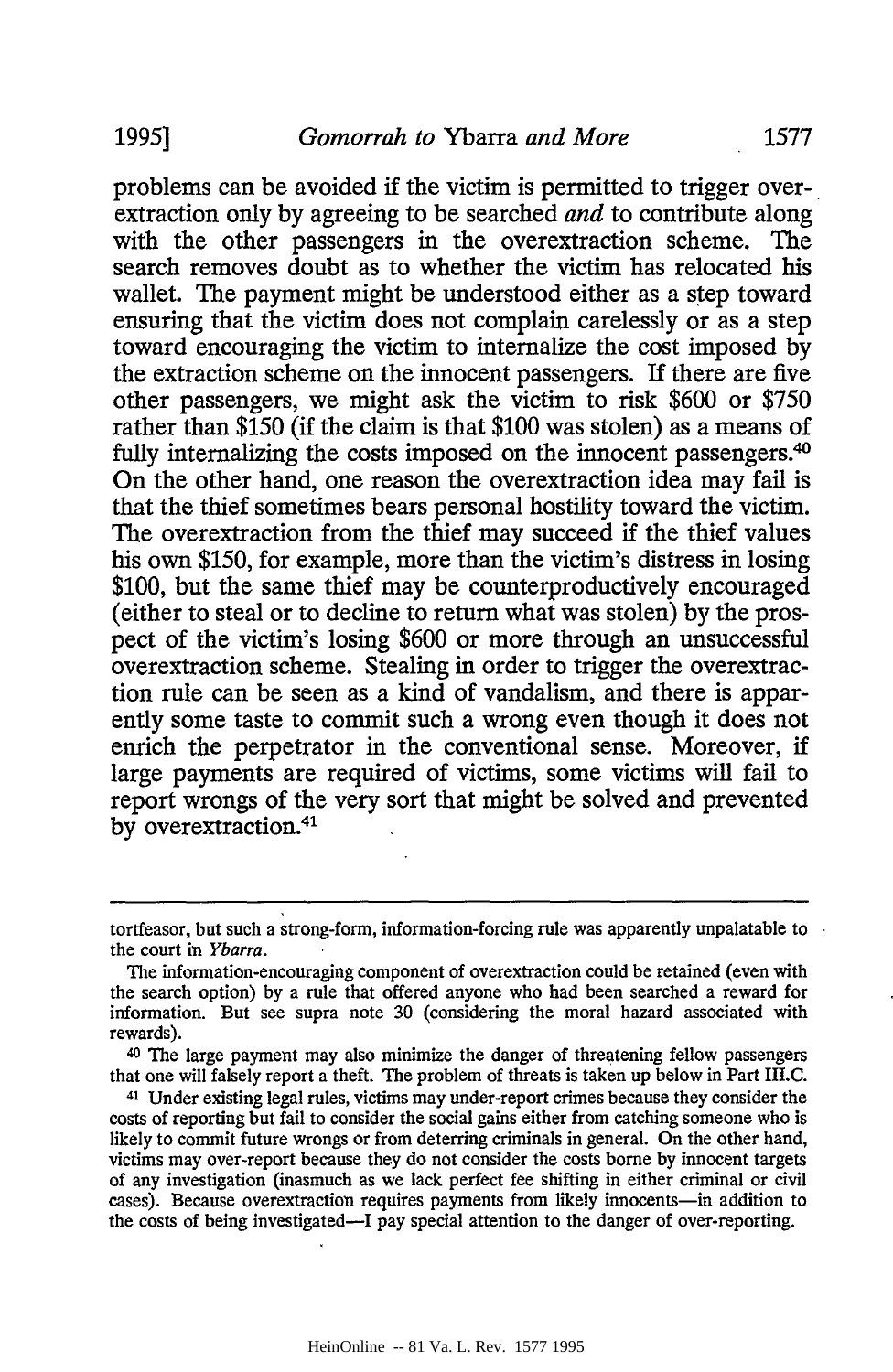problems can be avoided if the victim is permitted to trigger overextraction only by agreeing to be searched *and* to contribute along with the other passengers in the overextraction scheme. The search removes doubt as to whether the victim has relocated his wallet. The payment might be understood either as a step toward ensuring that the victim does not complain carelessly or as a step toward encouraging the victim to internalize the cost imposed by the extraction scheme on the innocent passengers. If there are five other passengers, we might ask the victim to risk $600 or $750 rather than $150 (if the claim is that $100 was stolen) as a means of fully internalizing the costs imposed on the innocent passengers.[40] On the other hand, one reason the overextraction idea may fail is that the thief sometimes bears personal hostility toward the victim. The overextraction from the thief may succeed if the thief values his own $150, for example, more than the victim's distress in losing $100, but the same thief may be counterproductively encouraged (either to steal or to decline to return what was stolen) by the prospect of the victim's losing $600 or more through an unsuccessful overextraction scheme. Stealing in order to trigger the overextraction rule can be seen as a kind of vandalism, and there is apparently some taste to commit such a wrong even though it does not enrich the perpetrator in the conventional sense. Moreover, if large payments are required of victims, some victims will fail to report wrongs of the very sort that might be solved and prevented by overextraction.[41]

---

tortfeasor, but such a strong-form, information-forcing rule was apparently unpalatable to the court in *Ybarra*.

The information-encouraging component of overextraction could be retained (even with the search option) by a rule that offered anyone who had been searched a reward for information. But see supra note 30 (considering the moral hazard associated with rewards).

[40] The large payment may also minimize the danger of threatening fellow passengers that one will falsely report a theft. The problem of threats is taken up below in Part III.C.

[41] Under existing legal rules, victims may under-report crimes because they consider the costs of reporting but fail to consider the social gains either from catching someone who is likely to commit future wrongs or from deterring criminals in general. On the other hand, victims may over-report because they do not consider the costs borne by innocent targets of any investigation (inasmuch as we lack perfect fee shifting in either criminal or civil cases). Because overextraction requires payments from likely innocents—in addition to the costs of being investigated—I pay special attention to the danger of over-reporting.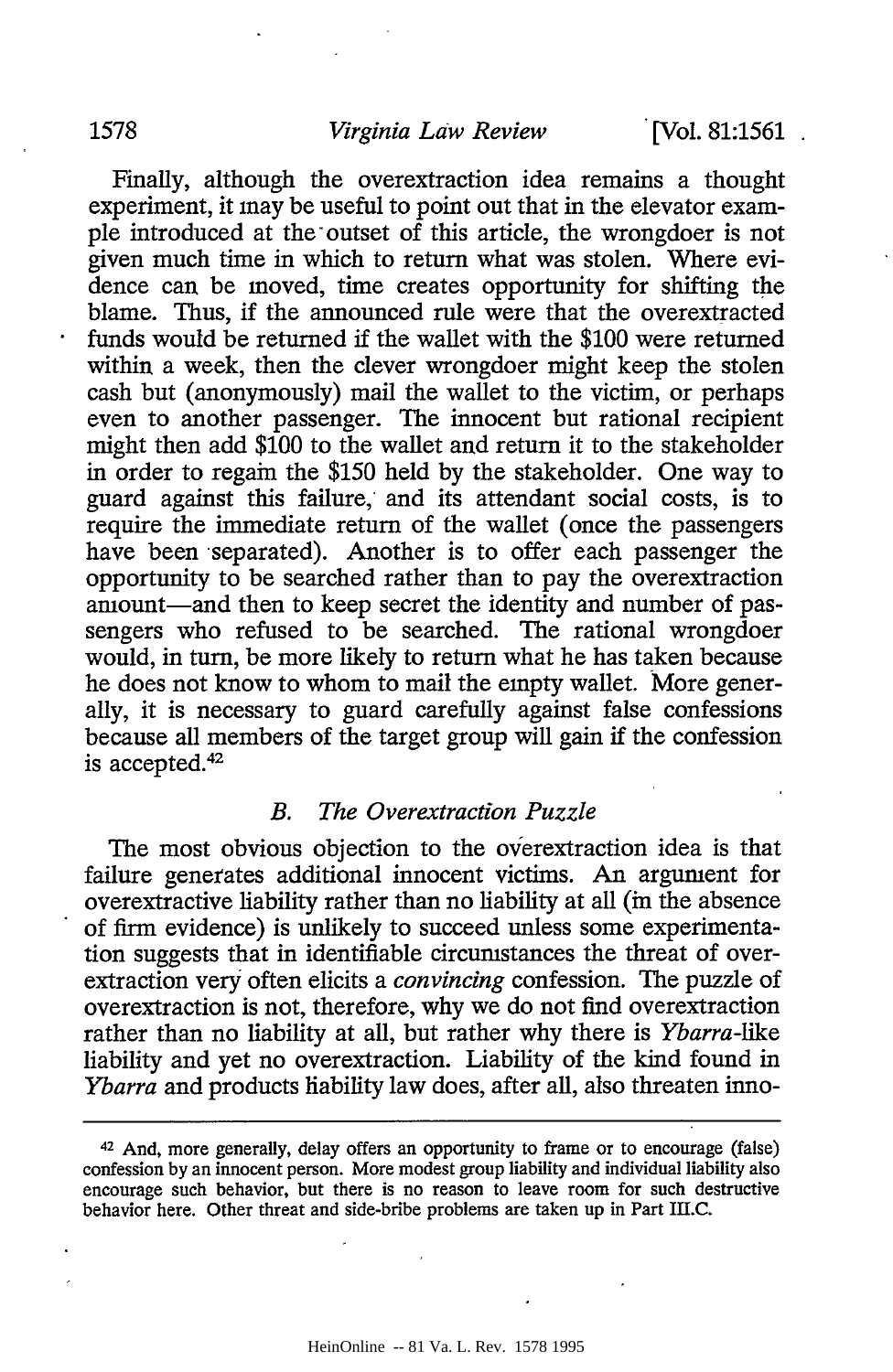Finally, although the overextraction idea remains a thought experiment, it may be useful to point out that in the elevator example introduced at the outset of this article, the wrongdoer is not given much time in which to return what was stolen. Where evidence can be moved, time creates opportunity for shifting the blame. Thus, if the announced rule were that the overextracted funds would be returned if the wallet with the $100 were returned within a week, then the clever wrongdoer might keep the stolen cash but (anonymously) mail the wallet to the victim, or perhaps even to another passenger. The innocent but rational recipient might then add $100 to the wallet and return it to the stakeholder in order to regain the $150 held by the stakeholder. One way to guard against this failure, and its attendant social costs, is to require the immediate return of the wallet (once the passengers have been separated). Another is to offer each passenger the opportunity to be searched rather than to pay the overextraction amount—and then to keep secret the identity and number of passengers who refused to be searched. The rational wrongdoer would, in turn, be more likely to return what he has taken because he does not know to whom to mail the empty wallet. More generally, it is necessary to guard carefully against false confessions because all members of the target group will gain if the confession is accepted.[42]

### B. *The Overextraction Puzzle*

The most obvious objection to the overextraction idea is that failure generates additional innocent victims. An argument for overextractive liability rather than no liability at all (in the absence of firm evidence) is unlikely to succeed unless some experimentation suggests that in identifiable circumstances the threat of overextraction very often elicits a *convincing* confession. The puzzle of overextraction is not, therefore, why we do not find overextraction rather than no liability at all, but rather why there is *Ybarra*-like liability and yet no overextraction. Liability of the kind found in *Ybarra* and products liability law does, after all, also threaten inno-

---

[42] And, more generally, delay offers an opportunity to frame or to encourage (false) confession by an innocent person. More modest group liability and individual liability also encourage such behavior, but there is no reason to leave room for such destructive behavior here. Other threat and side-bribe problems are taken up in Part III.C.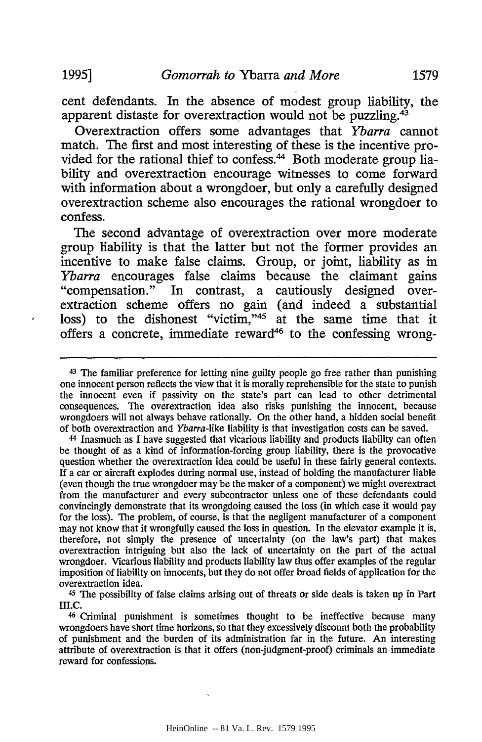cent defendants. In the absence of modest group liability, the apparent distaste for overextraction would not be puzzling.[43]

Overextraction offers some advantages that *Ybarra* cannot match. The first and most interesting of these is the incentive provided for the rational thief to confess.[44] Both moderate group liability and overextraction encourage witnesses to come forward with information about a wrongdoer, but only a carefully designed overextraction scheme also encourages the rational wrongdoer to confess.

The second advantage of overextraction over more moderate group liability is that the latter but not the former provides an incentive to make false claims. Group, or joint, liability as in *Ybarra* encourages false claims because the claimant gains "compensation." In contrast, a cautiously designed overextraction scheme offers no gain (and indeed a substantial loss) to the dishonest "victim,"[45] at the same time that it offers a concrete, immediate reward[46] to the confessing wrong-

---

[43] The familiar preference for letting nine guilty people go free rather than punishing one innocent person reflects the view that it is morally reprehensible for the state to punish the innocent even if passivity on the state's part can lead to other detrimental consequences. The overextraction idea also risks punishing the innocent, because wrongdoers will not always behave rationally. On the other hand, a hidden social benefit of both overextraction and *Ybarra*-like liability is that investigation costs can be saved.

[44] Inasmuch as I have suggested that vicarious liability and products liability can often be thought of as a kind of information-forcing group liability, there is the provocative question whether the overextraction idea could be useful in these fairly general contexts. If a car or aircraft explodes during normal use, instead of holding the manufacturer liable (even though the true wrongdoer may be the maker of a component) we might overextract from the manufacturer and every subcontractor unless one of these defendants could convincingly demonstrate that its wrongdoing caused the loss (in which case it would pay for the loss). The problem, of course, is that the negligent manufacturer of a component may not know that it wrongfully caused the loss in question. In the elevator example it is, therefore, not simply the presence of uncertainty (on the law's part) that makes overextraction intriguing but also the lack of uncertainty on the part of the actual wrongdoer. Vicarious liability and products liability law thus offer examples of the regular imposition of liability on innocents, but they do not offer broad fields of application for the overextraction idea.

[45] The possibility of false claims arising out of threats or side deals is taken up in Part III.C.

[46] Criminal punishment is sometimes thought to be ineffective because many wrongdoers have short time horizons, so that they excessively discount both the probability of punishment and the burden of its administration far in the future. An interesting attribute of overextraction is that it offers (non-judgment-proof) criminals an immediate reward for confessions.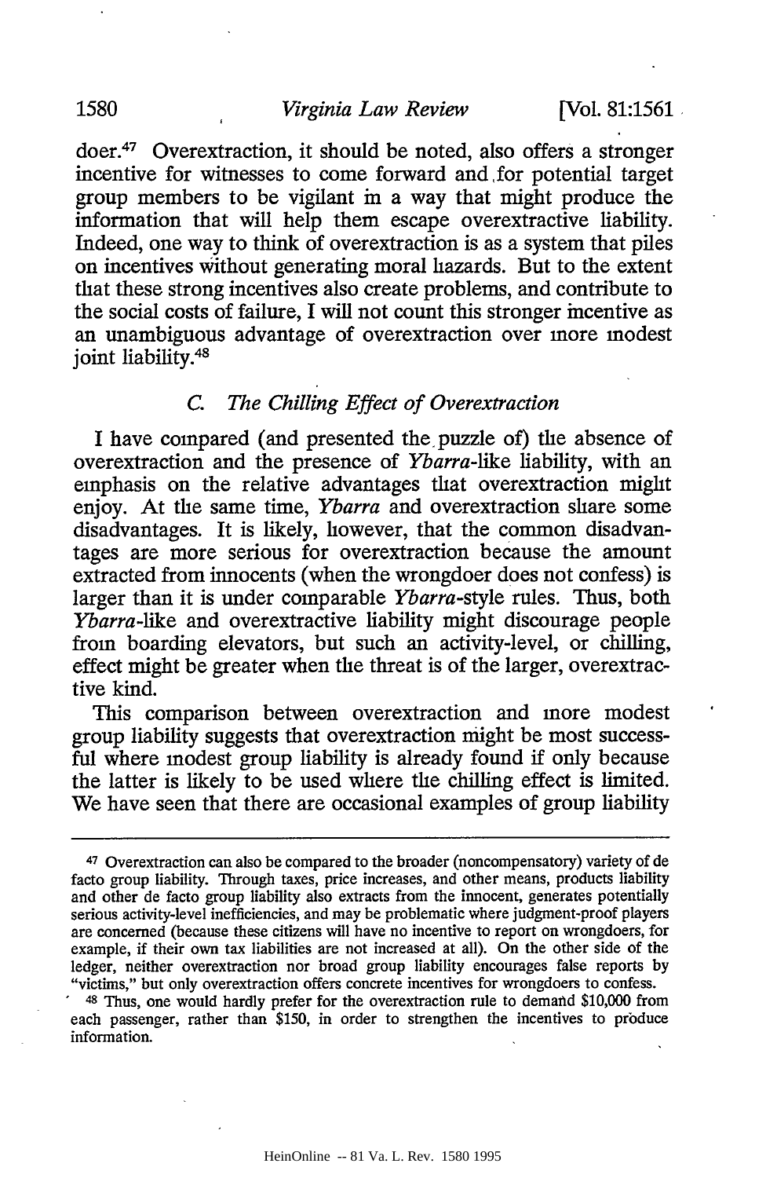doer.[47] Overextraction, it should be noted, also offers a stronger incentive for witnesses to come forward and for potential target group members to be vigilant in a way that might produce the information that will help them escape overextractive liability. Indeed, one way to think of overextraction is as a system that piles on incentives without generating moral hazards. But to the extent that these strong incentives also create problems, and contribute to the social costs of failure, I will not count this stronger incentive as an unambiguous advantage of overextraction over more modest joint liability.[48]

### C. *The Chilling Effect of Overextraction*

I have compared (and presented the puzzle of) the absence of overextraction and the presence of *Ybarra*-like liability, with an emphasis on the relative advantages that overextraction might enjoy. At the same time, *Ybarra* and overextraction share some disadvantages. It is likely, however, that the common disadvantages are more serious for overextraction because the amount extracted from innocents (when the wrongdoer does not confess) is larger than it is under comparable *Ybarra*-style rules. Thus, both *Ybarra*-like and overextractive liability might discourage people from boarding elevators, but such an activity-level, or chilling, effect might be greater when the threat is of the larger, overextractive kind.

This comparison between overextraction and more modest group liability suggests that overextraction might be most successful where modest group liability is already found if only because the latter is likely to be used where the chilling effect is limited. We have seen that there are occasional examples of group liability

---

[47] Overextraction can also be compared to the broader (noncompensatory) variety of de facto group liability. Through taxes, price increases, and other means, products liability and other de facto group liability also extracts from the innocent, generates potentially serious activity-level inefficiencies, and may be problematic where judgment-proof players are concerned (because these citizens will have no incentive to report on wrongdoers, for example, if their own tax liabilities are not increased at all). On the other side of the ledger, neither overextraction nor broad group liability encourages false reports by "victims," but only overextraction offers concrete incentives for wrongdoers to confess.

[48] Thus, one would hardly prefer for the overextraction rule to demand $10,000 from each passenger, rather than $150, in order to strengthen the incentives to produce information.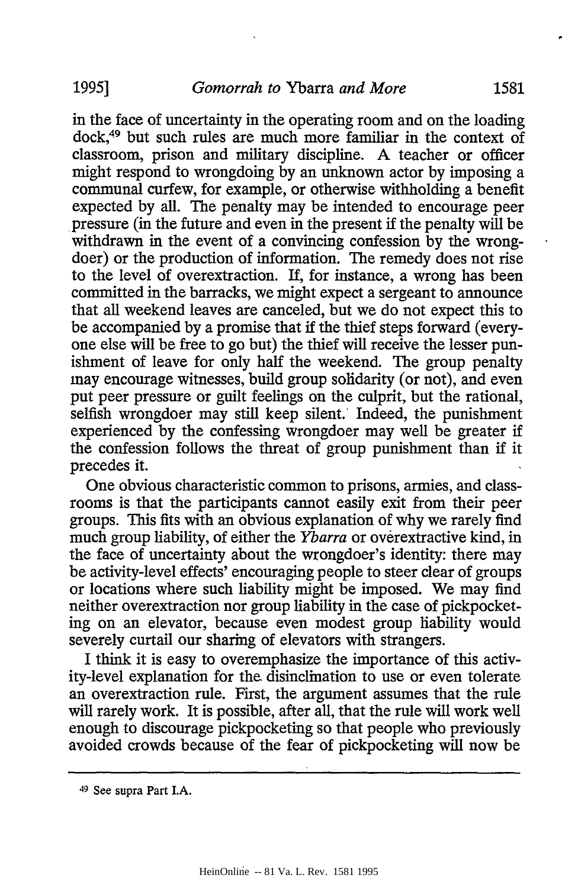in the face of uncertainty in the operating room and on the loading dock,[49] but such rules are much more familiar in the context of classroom, prison and military discipline. A teacher or officer might respond to wrongdoing by an unknown actor by imposing a communal curfew, for example, or otherwise withholding a benefit expected by all. The penalty may be intended to encourage peer pressure (in the future and even in the present if the penalty will be withdrawn in the event of a convincing confession by the wrongdoer) or the production of information. The remedy does not rise to the level of overextraction. If, for instance, a wrong has been committed in the barracks, we might expect a sergeant to announce that all weekend leaves are canceled, but we do not expect this to be accompanied by a promise that if the thief steps forward (everyone else will be free to go but) the thief will receive the lesser punishment of leave for only half the weekend. The group penalty may encourage witnesses, build group solidarity (or not), and even put peer pressure or guilt feelings on the culprit, but the rational, selfish wrongdoer may still keep silent. Indeed, the punishment experienced by the confessing wrongdoer may well be greater if the confession follows the threat of group punishment than if it precedes it.

One obvious characteristic common to prisons, armies, and classrooms is that the participants cannot easily exit from their peer groups. This fits with an obvious explanation of why we rarely find much group liability, of either the *Ybarra* or overextractive kind, in the face of uncertainty about the wrongdoer's identity: there may be activity-level effects' encouraging people to steer clear of groups or locations where such liability might be imposed. We may find neither overextraction nor group liability in the case of pickpocketing on an elevator, because even modest group liability would severely curtail our sharing of elevators with strangers.

I think it is easy to overemphasize the importance of this activity-level explanation for the disinclination to use or even tolerate an overextraction rule. First, the argument assumes that the rule will rarely work. It is possible, after all, that the rule will work well enough to discourage pickpocketing so that people who previously avoided crowds because of the fear of pickpocketing will now be

[49] See supra Part I.A.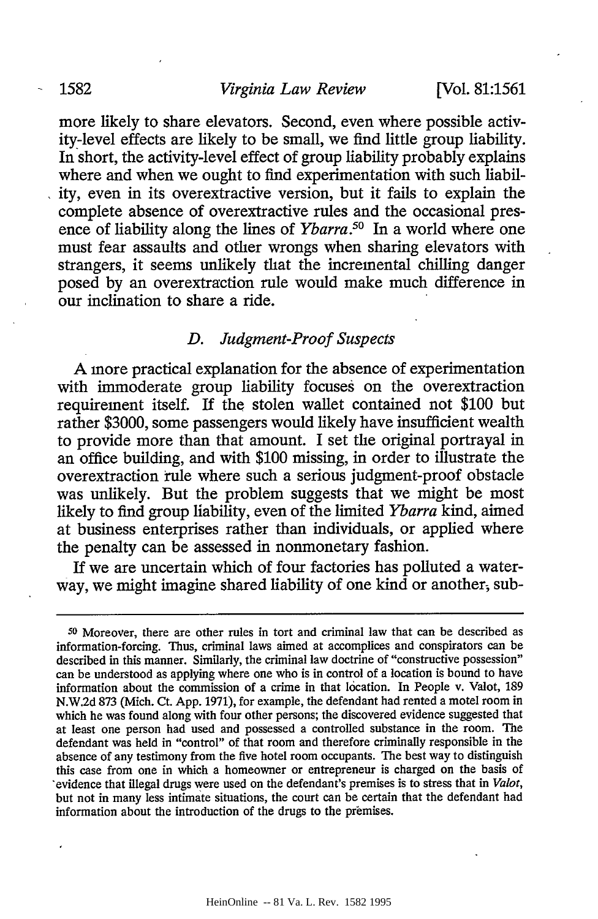more likely to share elevators. Second, even where possible activity-level effects are likely to be small, we find little group liability. In short, the activity-level effect of group liability probably explains where and when we ought to find experimentation with such liability, even in its overextractive version, but it fails to explain the complete absence of overextractive rules and the occasional presence of liability along the lines of *Ybarra*.[50] In a world where one must fear assaults and other wrongs when sharing elevators with strangers, it seems unlikely that the incremental chilling danger posed by an overextraction rule would make much difference in our inclination to share a ride.

### D. *Judgment-Proof Suspects*

A more practical explanation for the absence of experimentation with immoderate group liability focuses on the overextraction requirement itself. If the stolen wallet contained not $100 but rather $3000, some passengers would likely have insufficient wealth to provide more than that amount. I set the original portrayal in an office building, and with $100 missing, in order to illustrate the overextraction rule where such a serious judgment-proof obstacle was unlikely. But the problem suggests that we might be most likely to find group liability, even of the limited *Ybarra* kind, aimed at business enterprises rather than individuals, or applied where the penalty can be assessed in nonmonetary fashion.

If we are uncertain which of four factories has polluted a waterway, we might imagine shared liability of one kind or another, sub-

---

[50] Moreover, there are other rules in tort and criminal law that can be described as information-forcing. Thus, criminal laws aimed at accomplices and conspirators can be described in this manner. Similarly, the criminal law doctrine of "constructive possession" can be understood as applying where one who is in control of a location is bound to have information about the commission of a crime in that location. In People v. Valot, 189 N.W.2d 873 (Mich. Ct. App. 1971), for example, the defendant had rented a motel room in which he was found along with four other persons; the discovered evidence suggested that at least one person had used and possessed a controlled substance in the room. The defendant was held in "control" of that room and therefore criminally responsible in the absence of any testimony from the five hotel room occupants. The best way to distinguish this case from one in which a homeowner or entrepreneur is charged on the basis of evidence that illegal drugs were used on the defendant's premises is to stress that in *Valot*, but not in many less intimate situations, the court can be certain that the defendant had information about the introduction of the drugs to the premises.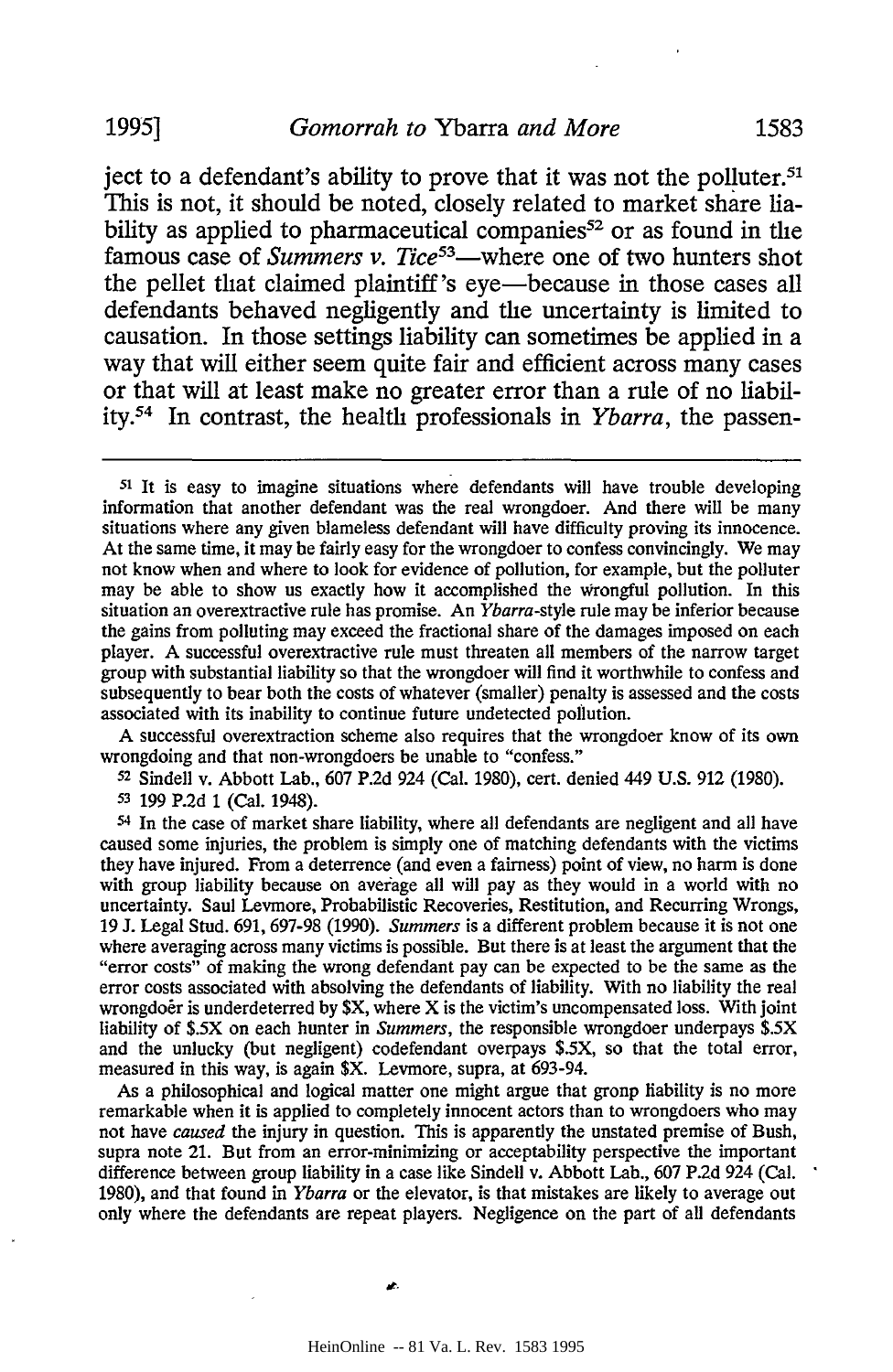ject to a defendant's ability to prove that it was not the polluter.[51] This is not, it should be noted, closely related to market share liability as applied to pharmaceutical companies[52] or as found in the famous case of *Summers v. Tice*[53]—where one of two hunters shot the pellet that claimed plaintiff's eye—because in those cases all defendants behaved negligently and the uncertainty is limited to causation. In those settings liability can sometimes be applied in a way that will either seem quite fair and efficient across many cases or that will at least make no greater error than a rule of no liability.[54] In contrast, the health professionals in *Ybarra*, the passen-

---

[51] It is easy to imagine situations where defendants will have trouble developing information that another defendant was the real wrongdoer. And there will be many situations where any given blameless defendant will have difficulty proving its innocence. At the same time, it may be fairly easy for the wrongdoer to confess convincingly. We may not know when and where to look for evidence of pollution, for example, but the polluter may be able to show us exactly how it accomplished the wrongful pollution. In this situation an overextractive rule has promise. An *Ybarra*-style rule may be inferior because the gains from polluting may exceed the fractional share of the damages imposed on each player. A successful overextractive rule must threaten all members of the narrow target group with substantial liability so that the wrongdoer will find it worthwhile to confess and subsequently to bear both the costs of whatever (smaller) penalty is assessed and the costs associated with its inability to continue future undetected pollution.

A successful overextraction scheme also requires that the wrongdoer know of its own wrongdoing and that non-wrongdoers be unable to "confess."

[52] Sindell v. Abbott Lab., 607 P.2d 924 (Cal. 1980), cert. denied 449 U.S. 912 (1980).

[53] 199 P.2d 1 (Cal. 1948).

[54] In the case of market share liability, where all defendants are negligent and all have caused some injuries, the problem is simply one of matching defendants with the victims they have injured. From a deterrence (and even a fairness) point of view, no harm is done with group liability because on average all will pay as they would in a world with no uncertainty. Saul Levmore, Probabilistic Recoveries, Restitution, and Recurring Wrongs, 19 J. Legal Stud. 691, 697-98 (1990). *Summers* is a different problem because it is not one where averaging across many victims is possible. But there is at least the argument that the "error costs" of making the wrong defendant pay can be expected to be the same as the error costs associated with absolving the defendants of liability. With no liability the real wrongdoer is underdeterred by $X, where X is the victim's uncompensated loss. With joint liability of $.5X on each hunter in *Summers*, the responsible wrongdoer underpays $.5X and the unlucky (but negligent) codefendant overpays $.5X, so that the total error, measured in this way, is again $X. Levmore, supra, at 693-94.

As a philosophical and logical matter one might argue that group liability is no more remarkable when it is applied to completely innocent actors than to wrongdoers who may not have *caused* the injury in question. This is apparently the unstated premise of Bush, supra note 21. But from an error-minimizing or acceptability perspective the important difference between group liability in a case like Sindell v. Abbott Lab., 607 P.2d 924 (Cal. 1980), and that found in *Ybarra* or the elevator, is that mistakes are likely to average out only where the defendants are repeat players. Negligence on the part of all defendants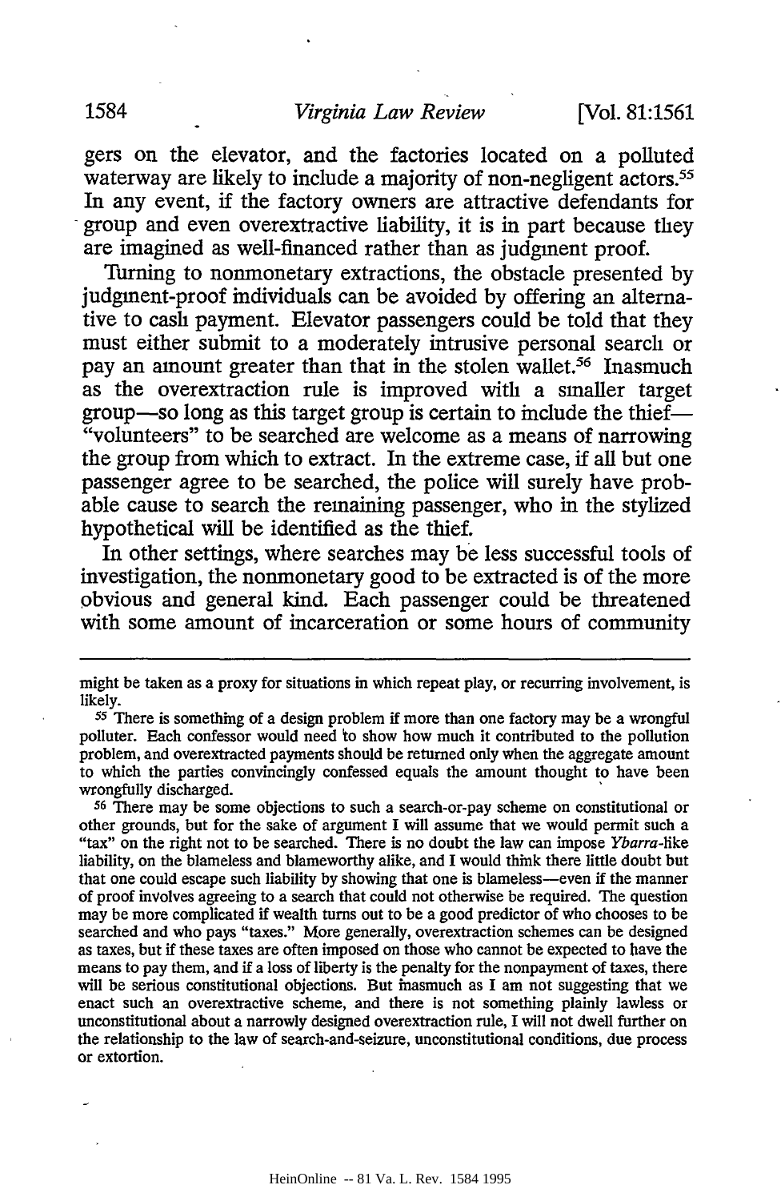gers on the elevator, and the factories located on a polluted waterway are likely to include a majority of non-negligent actors.[55] In any event, if the factory owners are attractive defendants for group and even overextractive liability, it is in part because they are imagined as well-financed rather than as judgment proof.

Turning to nonmonetary extractions, the obstacle presented by judgment-proof individuals can be avoided by offering an alternative to cash payment. Elevator passengers could be told that they must either submit to a moderately intrusive personal search or pay an amount greater than that in the stolen wallet.[56] Inasmuch as the overextraction rule is improved with a smaller target group—so long as this target group is certain to include the thief—"volunteers" to be searched are welcome as a means of narrowing the group from which to extract. In the extreme case, if all but one passenger agree to be searched, the police will surely have probable cause to search the remaining passenger, who in the stylized hypothetical will be identified as the thief.

In other settings, where searches may be less successful tools of investigation, the nonmonetary good to be extracted is of the more obvious and general kind. Each passenger could be threatened with some amount of incarceration or some hours of community

---

might be taken as a proxy for situations in which repeat play, or recurring involvement, is likely.

[55] There is something of a design problem if more than one factory may be a wrongful polluter. Each confessor would need to show how much it contributed to the pollution problem, and overextracted payments should be returned only when the aggregate amount to which the parties convincingly confessed equals the amount thought to have been wrongfully discharged.

[56] There may be some objections to such a search-or-pay scheme on constitutional or other grounds, but for the sake of argument I will assume that we would permit such a "tax" on the right not to be searched. There is no doubt the law can impose *Ybarra*-like liability, on the blameless and blameworthy alike, and I would think there little doubt but that one could escape such liability by showing that one is blameless—even if the manner of proof involves agreeing to a search that could not otherwise be required. The question may be more complicated if wealth turns out to be a good predictor of who chooses to be searched and who pays "taxes." More generally, overextraction schemes can be designed as taxes, but if these taxes are often imposed on those who cannot be expected to have the means to pay them, and if a loss of liberty is the penalty for the nonpayment of taxes, there will be serious constitutional objections. But inasmuch as I am not suggesting that we enact such an overextractive scheme, and there is not something plainly lawless or unconstitutional about a narrowly designed overextraction rule, I will not dwell further on the relationship to the law of search-and-seizure, unconstitutional conditions, due process or extortion.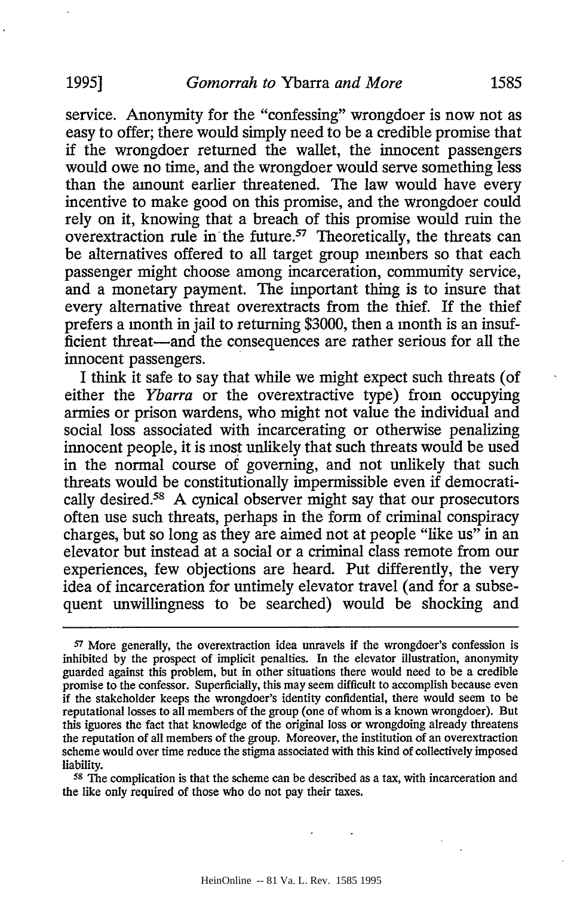service. Anonymity for the "confessing" wrongdoer is now not as easy to offer; there would simply need to be a credible promise that if the wrongdoer returned the wallet, the innocent passengers would owe no time, and the wrongdoer would serve something less than the amount earlier threatened. The law would have every incentive to make good on this promise, and the wrongdoer could rely on it, knowing that a breach of this promise would ruin the overextraction rule in the future.[57] Theoretically, the threats can be alternatives offered to all target group members so that each passenger might choose among incarceration, community service, and a monetary payment. The important thing is to insure that every alternative threat overextracts from the thief. If the thief prefers a month in jail to returning $3000, then a month is an insufficient threat—and the consequences are rather serious for all the innocent passengers.

I think it safe to say that while we might expect such threats (of either the *Ybarra* or the overextractive type) from occupying armies or prison wardens, who might not value the individual and social loss associated with incarcerating or otherwise penalizing innocent people, it is most unlikely that such threats would be used in the normal course of governing, and not unlikely that such threats would be constitutionally impermissible even if democratically desired.[58] A cynical observer might say that our prosecutors often use such threats, perhaps in the form of criminal conspiracy charges, but so long as they are aimed not at people "like us" in an elevator but instead at a social or a criminal class remote from our experiences, few objections are heard. Put differently, the very idea of incarceration for untimely elevator travel (and for a subsequent unwillingness to be searched) would be shocking and

---

[57] More generally, the overextraction idea unravels if the wrongdoer's confession is inhibited by the prospect of implicit penalties. In the elevator illustration, anonymity guarded against this problem, but in other situations there would need to be a credible promise to the confessor. Superficially, this may seem difficult to accomplish because even if the stakeholder keeps the wrongdoer's identity confidential, there would seem to be reputational losses to all members of the group (one of whom is a known wrongdoer). But this ignores the fact that knowledge of the original loss or wrongdoing already threatens the reputation of all members of the group. Moreover, the institution of an overextraction scheme would over time reduce the stigma associated with this kind of collectively imposed liability.

[58] The complication is that the scheme can be described as a tax, with incarceration and the like only required of those who do not pay their taxes.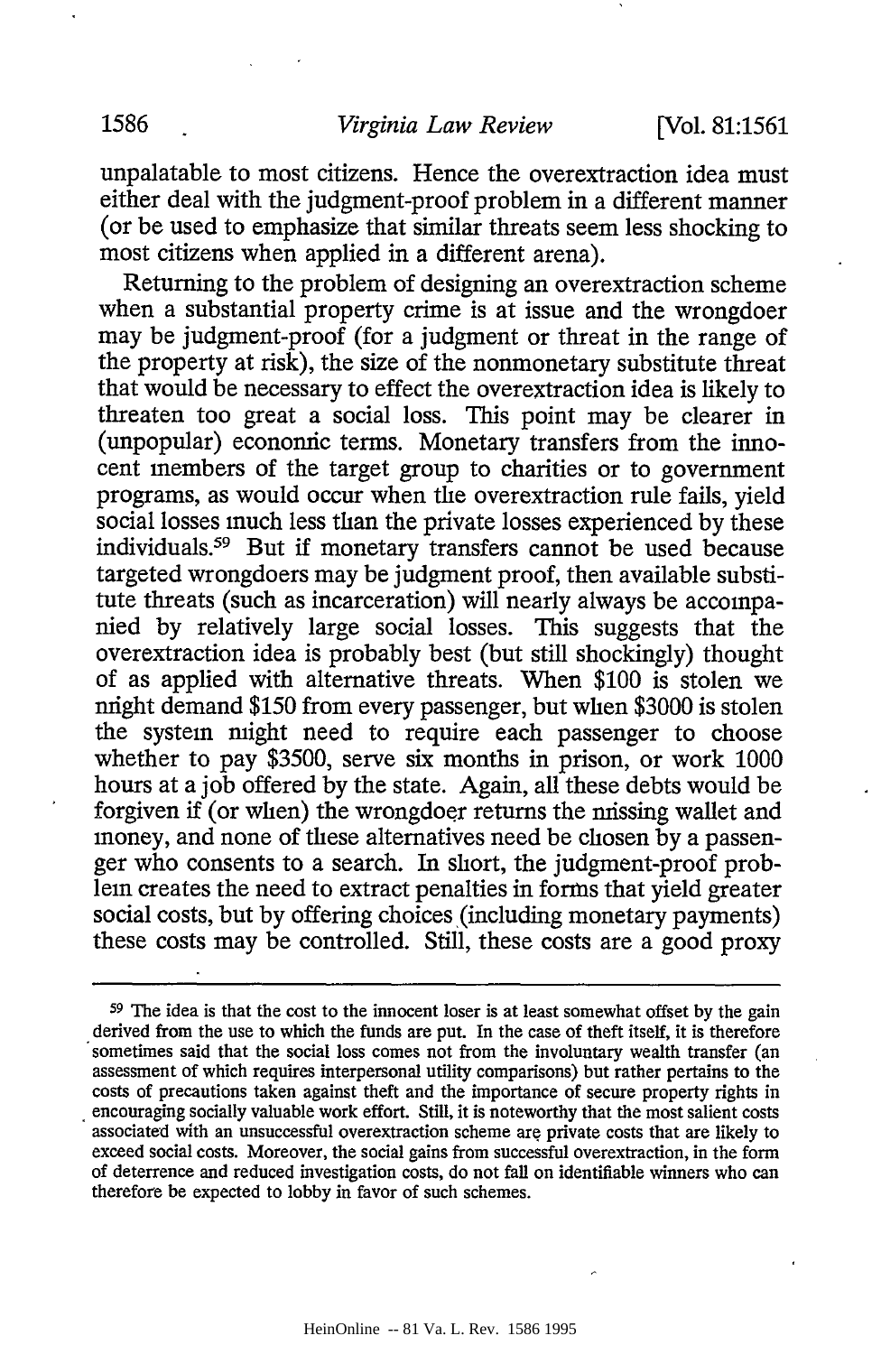unpalatable to most citizens. Hence the overextraction idea must either deal with the judgment-proof problem in a different manner (or be used to emphasize that similar threats seem less shocking to most citizens when applied in a different arena).

Returning to the problem of designing an overextraction scheme when a substantial property crime is at issue and the wrongdoer may be judgment-proof (for a judgment or threat in the range of the property at risk), the size of the nonmonetary substitute threat that would be necessary to effect the overextraction idea is likely to threaten too great a social loss. This point may be clearer in (unpopular) economic terms. Monetary transfers from the innocent members of the target group to charities or to government programs, as would occur when the overextraction rule fails, yield social losses much less than the private losses experienced by these individuals.[59] But if monetary transfers cannot be used because targeted wrongdoers may be judgment proof, then available substitute threats (such as incarceration) will nearly always be accompanied by relatively large social losses. This suggests that the overextraction idea is probably best (but still shockingly) thought of as applied with alternative threats. When $100 is stolen we might demand $150 from every passenger, but when $3000 is stolen the system might need to require each passenger to choose whether to pay $3500, serve six months in prison, or work 1000 hours at a job offered by the state. Again, all these debts would be forgiven if (or when) the wrongdoer returns the missing wallet and money, and none of these alternatives need be chosen by a passenger who consents to a search. In short, the judgment-proof problem creates the need to extract penalties in forms that yield greater social costs, but by offering choices (including monetary payments) these costs may be controlled. Still, these costs are a good proxy

---

[59] The idea is that the cost to the innocent loser is at least somewhat offset by the gain derived from the use to which the funds are put. In the case of theft itself, it is therefore sometimes said that the social loss comes not from the involuntary wealth transfer (an assessment of which requires interpersonal utility comparisons) but rather pertains to the costs of precautions taken against theft and the importance of secure property rights in encouraging socially valuable work effort. Still, it is noteworthy that the most salient costs associated with an unsuccessful overextraction scheme are private costs that are likely to exceed social costs. Moreover, the social gains from successful overextraction, in the form of deterrence and reduced investigation costs, do not fall on identifiable winners who can therefore be expected to lobby in favor of such schemes.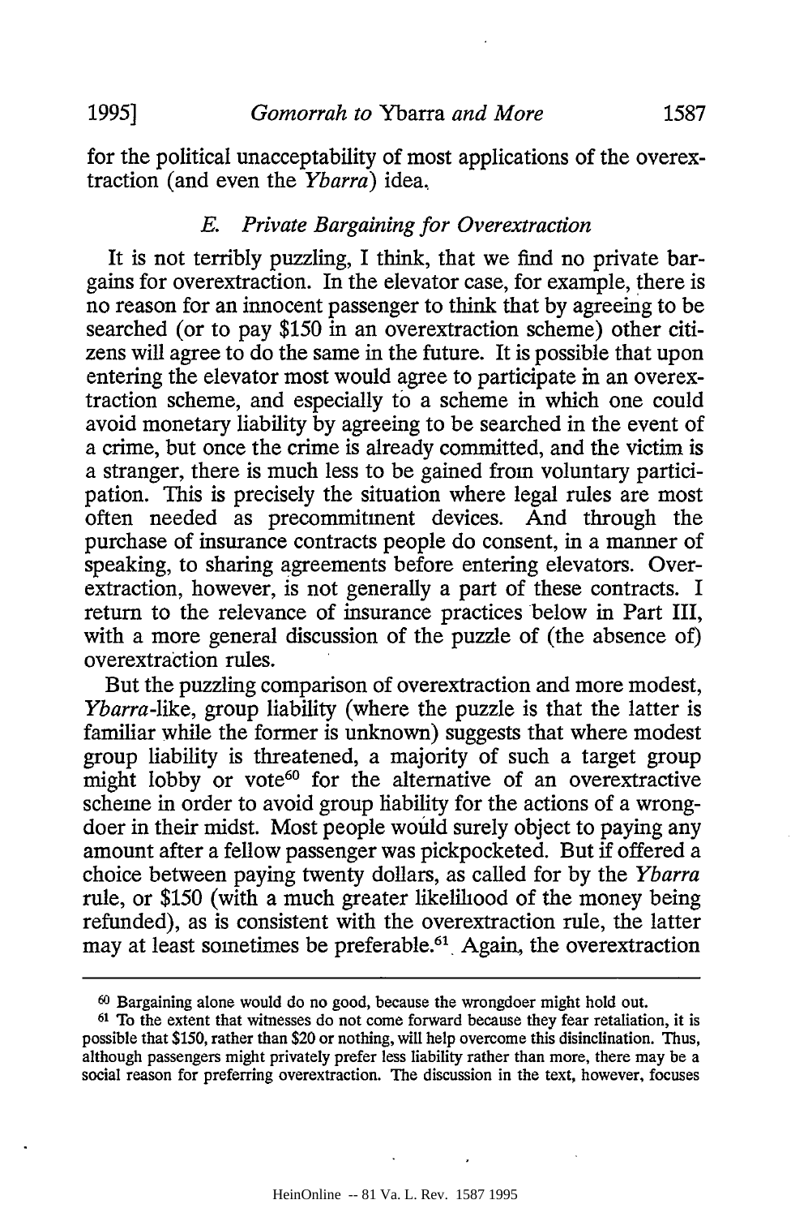for the political unacceptability of most applications of the overextraction (and even the *Ybarra*) idea.

### *E. Private Bargaining for Overextraction*

It is not terribly puzzling, I think, that we find no private bargains for overextraction. In the elevator case, for example, there is no reason for an innocent passenger to think that by agreeing to be searched (or to pay $150 in an overextraction scheme) other citizens will agree to do the same in the future. It is possible that upon entering the elevator most would agree to participate in an overextraction scheme, and especially to a scheme in which one could avoid monetary liability by agreeing to be searched in the event of a crime, but once the crime is already committed, and the victim is a stranger, there is much less to be gained from voluntary participation. This is precisely the situation where legal rules are most often needed as precommitment devices. And through the purchase of insurance contracts people do consent, in a manner of speaking, to sharing agreements before entering elevators. Overextraction, however, is not generally a part of these contracts. I return to the relevance of insurance practices below in Part III, with a more general discussion of the puzzle of (the absence of) overextraction rules.

But the puzzling comparison of overextraction and more modest, *Ybarra*-like, group liability (where the puzzle is that the latter is familiar while the former is unknown) suggests that where modest group liability is threatened, a majority of such a target group might lobby or vote[60] for the alternative of an overextractive scheme in order to avoid group liability for the actions of a wrongdoer in their midst. Most people would surely object to paying any amount after a fellow passenger was pickpocketed. But if offered a choice between paying twenty dollars, as called for by the *Ybarra* rule, or $150 (with a much greater likelihood of the money being refunded), as is consistent with the overextraction rule, the latter may at least sometimes be preferable.[61] Again, the overextraction

---

[60] Bargaining alone would do no good, because the wrongdoer might hold out.

[61] To the extent that witnesses do not come forward because they fear retaliation, it is possible that $150, rather than $20 or nothing, will help overcome this disinclination. Thus, although passengers might privately prefer less liability rather than more, there may be a social reason for preferring overextraction. The discussion in the text, however, focuses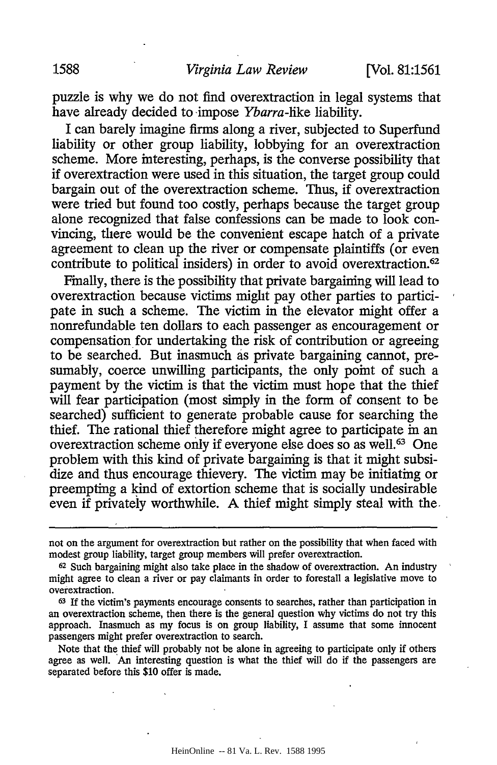puzzle is why we do not find overextraction in legal systems that have already decided to impose *Ybarra*-like liability.

I can barely imagine firms along a river, subjected to Superfund liability or other group liability, lobbying for an overextraction scheme. More interesting, perhaps, is the converse possibility that if overextraction were used in this situation, the target group could bargain out of the overextraction scheme. Thus, if overextraction were tried but found too costly, perhaps because the target group alone recognized that false confessions can be made to look convincing, there would be the convenient escape hatch of a private agreement to clean up the river or compensate plaintiffs (or even contribute to political insiders) in order to avoid overextraction.[62]

Finally, there is the possibility that private bargaining will lead to overextraction because victims might pay other parties to participate in such a scheme. The victim in the elevator might offer a nonrefundable ten dollars to each passenger as encouragement or compensation for undertaking the risk of contribution or agreeing to be searched. But inasmuch as private bargaining cannot, presumably, coerce unwilling participants, the only point of such a payment by the victim is that the victim must hope that the thief will fear participation (most simply in the form of consent to be searched) sufficient to generate probable cause for searching the thief. The rational thief therefore might agree to participate in an overextraction scheme only if everyone else does so as well.[63] One problem with this kind of private bargaining is that it might subsidize and thus encourage thievery. The victim may be initiating or preempting a kind of extortion scheme that is socially undesirable even if privately worthwhile. A thief might simply steal with the

---

not on the argument for overextraction but rather on the possibility that when faced with modest group liability, target group members will prefer overextraction.

[62] Such bargaining might also take place in the shadow of overextraction. An industry might agree to clean a river or pay claimants in order to forestall a legislative move to overextraction.

[63] If the victim's payments encourage consents to searches, rather than participation in an overextraction scheme, then there is the general question why victims do not try this approach. Inasmuch as my focus is on group liability, I assume that some innocent passengers might prefer overextraction to search.

Note that the thief will probably not be alone in agreeing to participate only if others agree as well. An interesting question is what the thief will do if the passengers are separated before this $10 offer is made.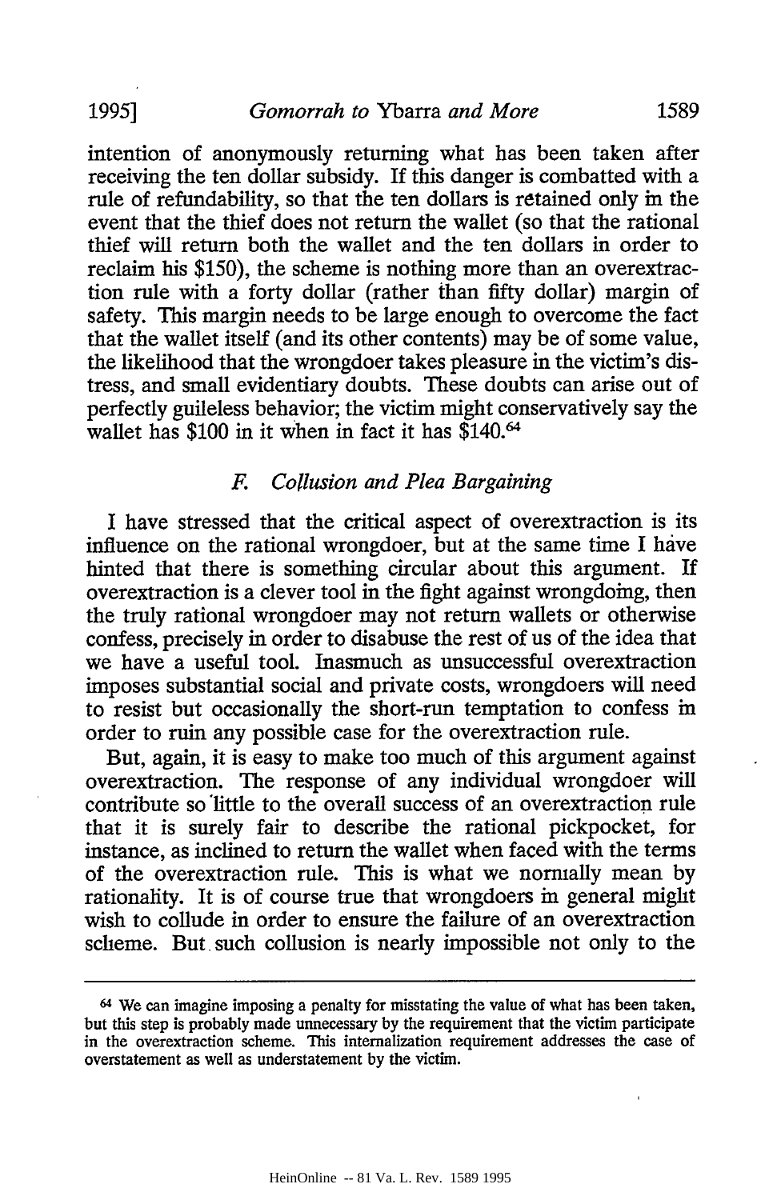intention of anonymously returning what has been taken after receiving the ten dollar subsidy. If this danger is combatted with a rule of refundability, so that the ten dollars is retained only in the event that the thief does not return the wallet (so that the rational thief will return both the wallet and the ten dollars in order to reclaim his \$150), the scheme is nothing more than an overextraction rule with a forty dollar (rather than fifty dollar) margin of safety. This margin needs to be large enough to overcome the fact that the wallet itself (and its other contents) may be of some value, the likelihood that the wrongdoer takes pleasure in the victim's distress, and small evidentiary doubts. These doubts can arise out of perfectly guileless behavior; the victim might conservatively say the wallet has \$100 in it when in fact it has \$140.[64]

### *F. Collusion and Plea Bargaining*

I have stressed that the critical aspect of overextraction is its influence on the rational wrongdoer, but at the same time I have hinted that there is something circular about this argument. If overextraction is a clever tool in the fight against wrongdoing, then the truly rational wrongdoer may not return wallets or otherwise confess, precisely in order to disabuse the rest of us of the idea that we have a useful tool. Inasmuch as unsuccessful overextraction imposes substantial social and private costs, wrongdoers will need to resist but occasionally the short-run temptation to confess in order to ruin any possible case for the overextraction rule.

But, again, it is easy to make too much of this argument against overextraction. The response of any individual wrongdoer will contribute so little to the overall success of an overextraction rule that it is surely fair to describe the rational pickpocket, for instance, as inclined to return the wallet when faced with the terms of the overextraction rule. This is what we normally mean by rationality. It is of course true that wrongdoers in general might wish to collude in order to ensure the failure of an overextraction scheme. But such collusion is nearly impossible not only to the

---

[64] We can imagine imposing a penalty for misstating the value of what has been taken, but this step is probably made unnecessary by the requirement that the victim participate in the overextraction scheme. This internalization requirement addresses the case of overstatement as well as understatement by the victim.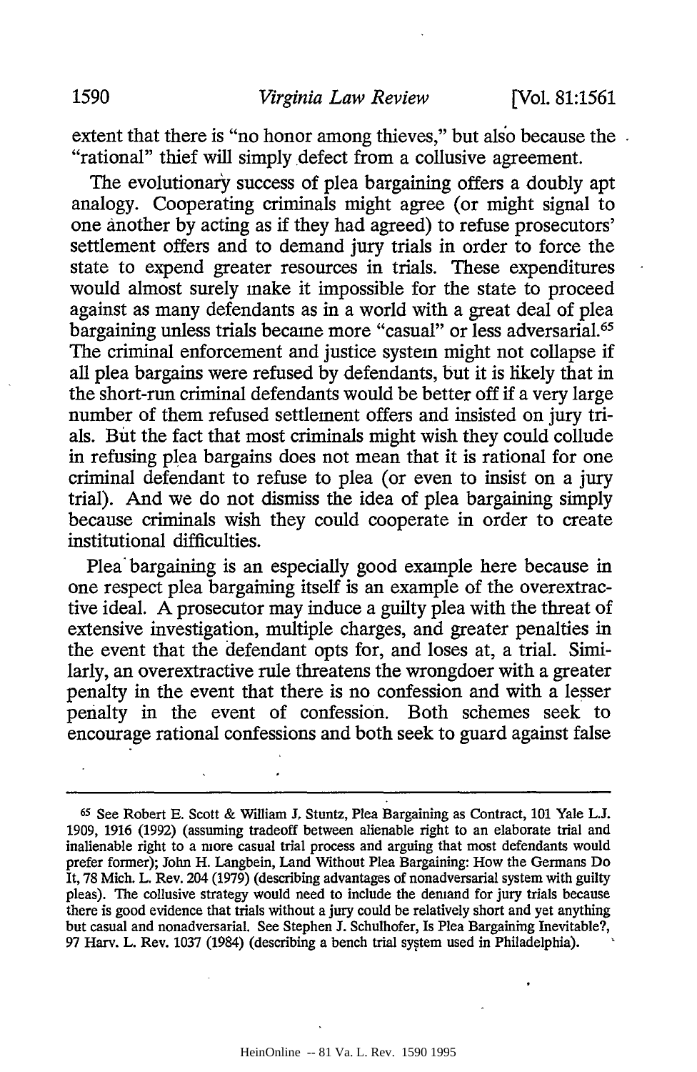extent that there is "no honor among thieves," but also because the "rational" thief will simply defect from a collusive agreement.

The evolutionary success of plea bargaining offers a doubly apt analogy. Cooperating criminals might agree (or might signal to one another by acting as if they had agreed) to refuse prosecutors' settlement offers and to demand jury trials in order to force the state to expend greater resources in trials. These expenditures would almost surely make it impossible for the state to proceed against as many defendants as in a world with a great deal of plea bargaining unless trials became more "casual" or less adversarial.[65] The criminal enforcement and justice system might not collapse if all plea bargains were refused by defendants, but it is likely that in the short-run criminal defendants would be better off if a very large number of them refused settlement offers and insisted on jury trials. But the fact that most criminals might wish they could collude in refusing plea bargains does not mean that it is rational for one criminal defendant to refuse to plea (or even to insist on a jury trial). And we do not dismiss the idea of plea bargaining simply because criminals wish they could cooperate in order to create institutional difficulties.

Plea bargaining is an especially good example here because in one respect plea bargaining itself is an example of the overextractive ideal. A prosecutor may induce a guilty plea with the threat of extensive investigation, multiple charges, and greater penalties in the event that the defendant opts for, and loses at, a trial. Similarly, an overextractive rule threatens the wrongdoer with a greater penalty in the event that there is no confession and with a lesser penalty in the event of confession. Both schemes seek to encourage rational confessions and both seek to guard against false

---

[65] See Robert E. Scott & William J. Stuntz, Plea Bargaining as Contract, 101 Yale L.J. 1909, 1916 (1992) (assuming tradeoff between alienable right to an elaborate trial and inalienable right to a more casual trial process and arguing that most defendants would prefer former); John H. Langbein, Land Without Plea Bargaining: How the Germans Do It, 78 Mich. L. Rev. 204 (1979) (describing advantages of nonadversarial system with guilty pleas). The collusive strategy would need to include the demand for jury trials because there is good evidence that trials without a jury could be relatively short and yet anything but casual and nonadversarial. See Stephen J. Schulhofer, Is Plea Bargaining Inevitable?, 97 Harv. L. Rev. 1037 (1984) (describing a bench trial system used in Philadelphia).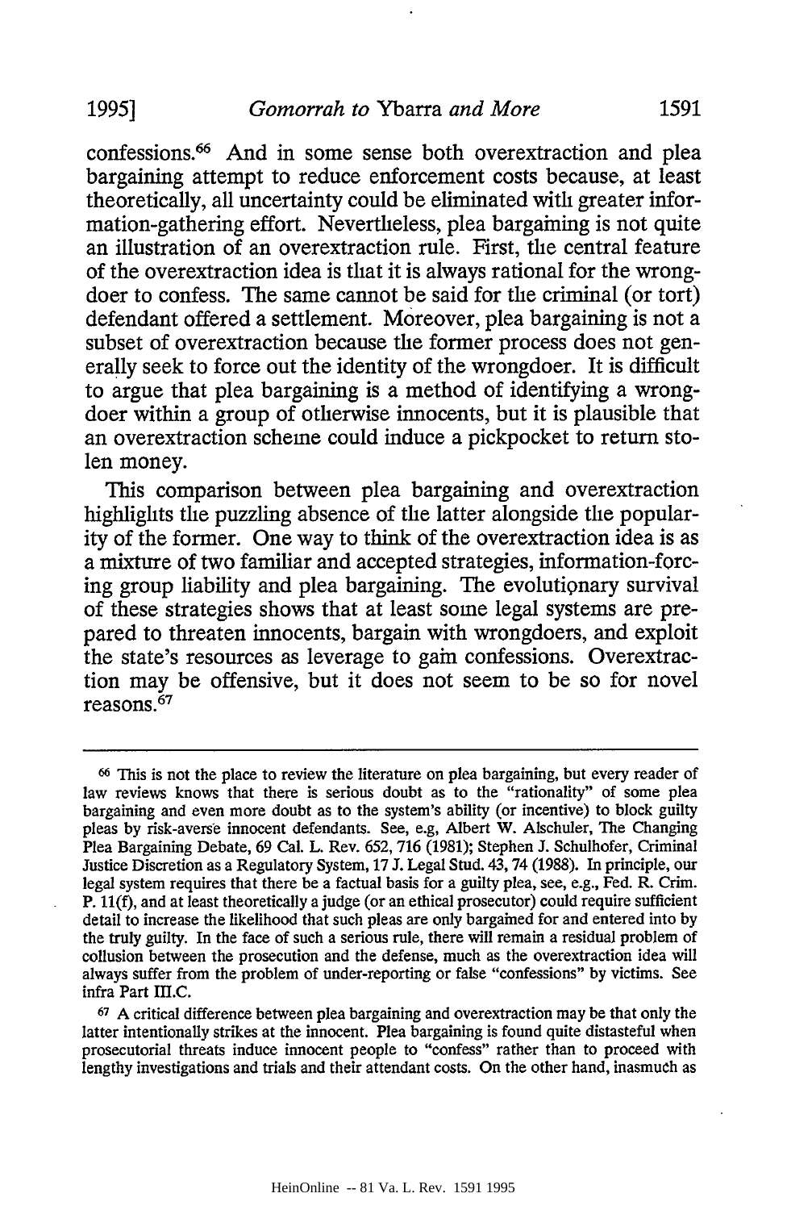confessions.[66] And in some sense both overextraction and plea bargaining attempt to reduce enforcement costs because, at least theoretically, all uncertainty could be eliminated with greater information-gathering effort. Nevertheless, plea bargaining is not quite an illustration of an overextraction rule. First, the central feature of the overextraction idea is that it is always rational for the wrongdoer to confess. The same cannot be said for the criminal (or tort) defendant offered a settlement. Moreover, plea bargaining is not a subset of overextraction because the former process does not generally seek to force out the identity of the wrongdoer. It is difficult to argue that plea bargaining is a method of identifying a wrongdoer within a group of otherwise innocents, but it is plausible that an overextraction scheme could induce a pickpocket to return stolen money.

This comparison between plea bargaining and overextraction highlights the puzzling absence of the latter alongside the popularity of the former. One way to think of the overextraction idea is as a mixture of two familiar and accepted strategies, information-forcing group liability and plea bargaining. The evolutionary survival of these strategies shows that at least some legal systems are prepared to threaten innocents, bargain with wrongdoers, and exploit the state's resources as leverage to gain confessions. Overextraction may be offensive, but it does not seem to be so for novel reasons.[67]

---

[66] This is not the place to review the literature on plea bargaining, but every reader of law reviews knows that there is serious doubt as to the "rationality" of some plea bargaining and even more doubt as to the system's ability (or incentive) to block guilty pleas by risk-averse innocent defendants. See, e.g, Albert W. Alschuler, The Changing Plea Bargaining Debate, 69 Cal. L. Rev. 652, 716 (1981); Stephen J. Schulhofer, Criminal Justice Discretion as a Regulatory System, 17 J. Legal Stud. 43, 74 (1988). In principle, our legal system requires that there be a factual basis for a guilty plea, see, e.g., Fed. R. Crim. P. 11(f), and at least theoretically a judge (or an ethical prosecutor) could require sufficient detail to increase the likelihood that such pleas are only bargained for and entered into by the truly guilty. In the face of such a serious rule, there will remain a residual problem of collusion between the prosecution and the defense, much as the overextraction idea will always suffer from the problem of under-reporting or false "confessions" by victims. See infra Part III.C.

[67] A critical difference between plea bargaining and overextraction may be that only the latter intentionally strikes at the innocent. Plea bargaining is found quite distasteful when prosecutorial threats induce innocent people to "confess" rather than to proceed with lengthy investigations and trials and their attendant costs. On the other hand, inasmuch as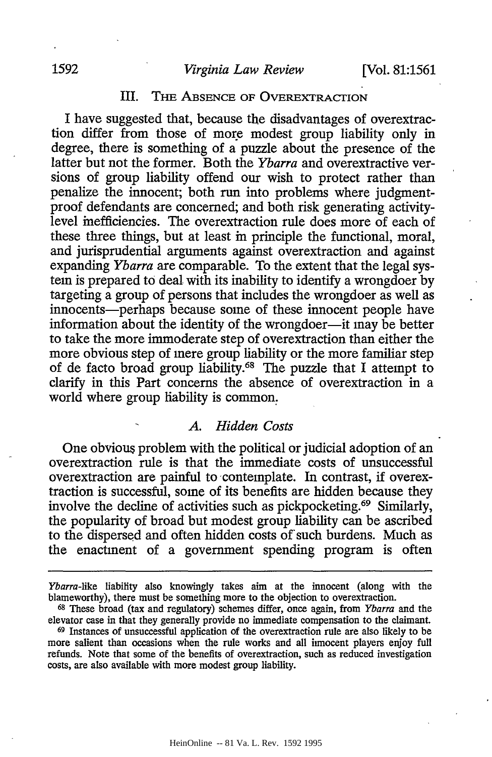## III. The Absence of Overextraction

I have suggested that, because the disadvantages of overextraction differ from those of more modest group liability only in degree, there is something of a puzzle about the presence of the latter but not the former. Both the *Ybarra* and overextractive versions of group liability offend our wish to protect rather than penalize the innocent; both run into problems where judgment-proof defendants are concerned; and both risk generating activity-level inefficiencies. The overextraction rule does more of each of these three things, but at least in principle the functional, moral, and jurisprudential arguments against overextraction and against expanding *Ybarra* are comparable. To the extent that the legal system is prepared to deal with its inability to identify a wrongdoer by targeting a group of persons that includes the wrongdoer as well as innocents—perhaps because some of these innocent people have information about the identity of the wrongdoer—it may be better to take the more immoderate step of overextraction than either the more obvious step of mere group liability or the more familiar step of de facto broad group liability.[68] The puzzle that I attempt to clarify in this Part concerns the absence of overextraction in a world where group liability is common.

### A. Hidden Costs

One obvious problem with the political or judicial adoption of an overextraction rule is that the immediate costs of unsuccessful overextraction are painful to contemplate. In contrast, if overextraction is successful, some of its benefits are hidden because they involve the decline of activities such as pickpocketing.[69] Similarly, the popularity of broad but modest group liability can be ascribed to the dispersed and often hidden costs of such burdens. Much as the enactment of a government spending program is often

---

*Ybarra*-like liability also knowingly takes aim at the innocent (along with the blameworthy), there must be something more to the objection to overextraction.

[68] These broad (tax and regulatory) schemes differ, once again, from *Ybarra* and the elevator case in that they generally provide no immediate compensation to the claimant.

[69] Instances of unsuccessful application of the overextraction rule are also likely to be more salient than occasions when the rule works and all innocent players enjoy full refunds. Note that some of the benefits of overextraction, such as reduced investigation costs, are also available with more modest group liability.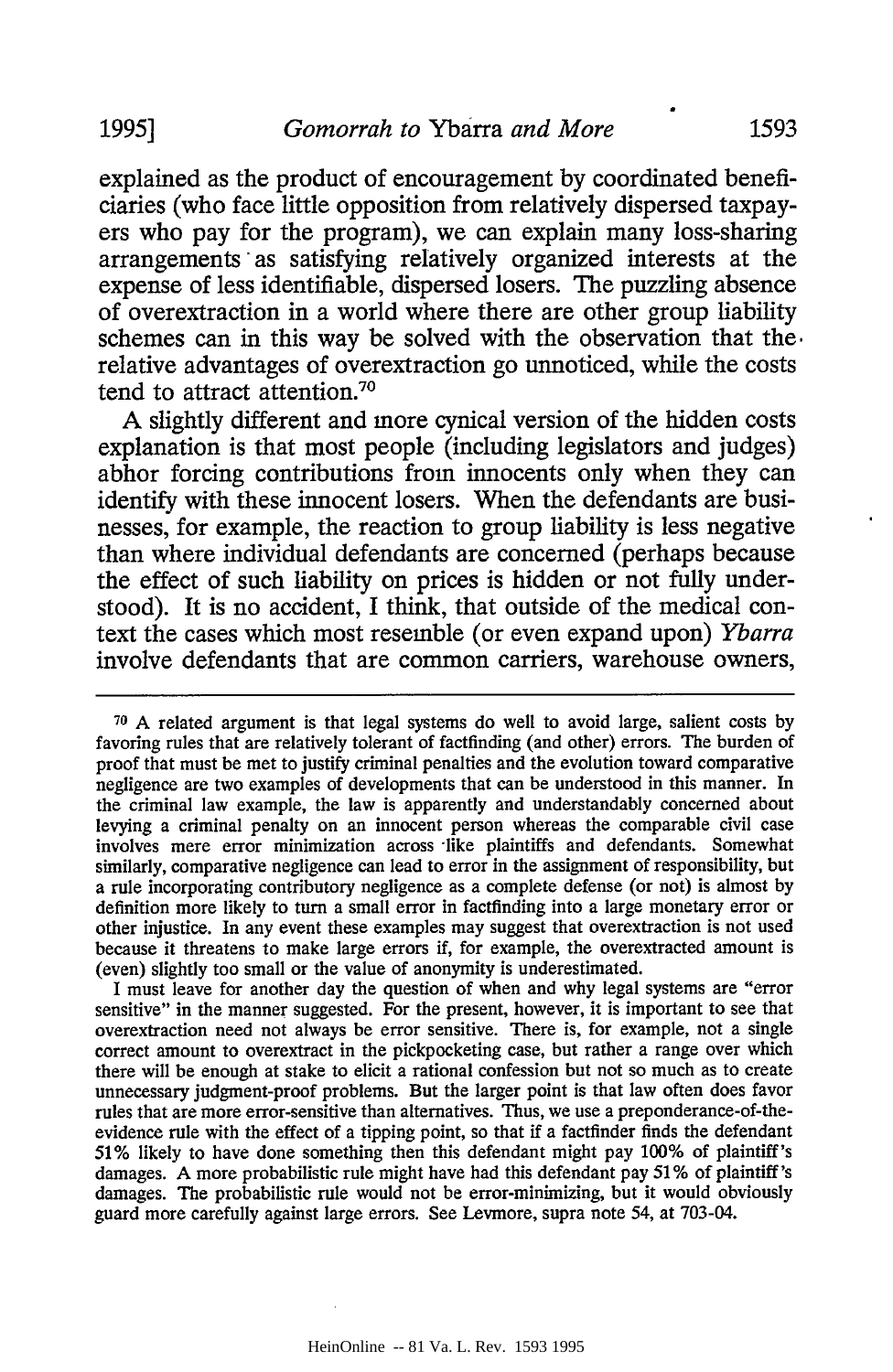explained as the product of encouragement by coordinated beneficiaries (who face little opposition from relatively dispersed taxpayers who pay for the program), we can explain many loss-sharing arrangements as satisfying relatively organized interests at the expense of less identifiable, dispersed losers. The puzzling absence of overextraction in a world where there are other group liability schemes can in this way be solved with the observation that the relative advantages of overextraction go unnoticed, while the costs tend to attract attention.[70]

A slightly different and more cynical version of the hidden costs explanation is that most people (including legislators and judges) abhor forcing contributions from innocents only when they can identify with these innocent losers. When the defendants are businesses, for example, the reaction to group liability is less negative than where individual defendants are concerned (perhaps because the effect of such liability on prices is hidden or not fully understood). It is no accident, I think, that outside of the medical context the cases which most resemble (or even expand upon) *Ybarra* involve defendants that are common carriers, warehouse owners,

---

[70] A related argument is that legal systems do well to avoid large, salient costs by favoring rules that are relatively tolerant of factfinding (and other) errors. The burden of proof that must be met to justify criminal penalties and the evolution toward comparative negligence are two examples of developments that can be understood in this manner. In the criminal law example, the law is apparently and understandably concerned about levying a criminal penalty on an innocent person whereas the comparable civil case involves mere error minimization across like plaintiffs and defendants. Somewhat similarly, comparative negligence can lead to error in the assignment of responsibility, but a rule incorporating contributory negligence as a complete defense (or not) is almost by definition more likely to turn a small error in factfinding into a large monetary error or other injustice. In any event these examples may suggest that overextraction is not used because it threatens to make large errors if, for example, the overextracted amount is (even) slightly too small or the value of anonymity is underestimated.

I must leave for another day the question of when and why legal systems are "error sensitive" in the manner suggested. For the present, however, it is important to see that overextraction need not always be error sensitive. There is, for example, not a single correct amount to overextract in the pickpocketing case, but rather a range over which there will be enough at stake to elicit a rational confession but not so much as to create unnecessary judgment-proof problems. But the larger point is that law often does favor rules that are more error-sensitive than alternatives. Thus, we use a preponderance-of-the-evidence rule with the effect of a tipping point, so that if a factfinder finds the defendant 51% likely to have done something then this defendant might pay 100% of plaintiff's damages. A more probabilistic rule might have had this defendant pay 51% of plaintiff's damages. The probabilistic rule would not be error-minimizing, but it would obviously guard more carefully against large errors. See Levmore, supra note 54, at 703-04.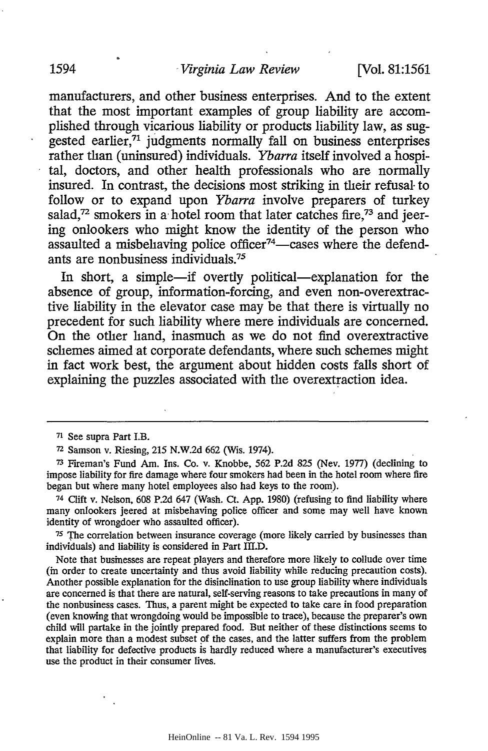manufacturers, and other business enterprises. And to the extent that the most important examples of group liability are accomplished through vicarious liability or products liability law, as suggested earlier,[71] judgments normally fall on business enterprises rather than (uninsured) individuals. *Ybarra* itself involved a hospital, doctors, and other health professionals who are normally insured. In contrast, the decisions most striking in their refusal to follow or to expand upon *Ybarra* involve preparers of turkey salad,[72] smokers in a hotel room that later catches fire,[73] and jeering onlookers who might know the identity of the person who assaulted a misbehaving police officer[74]—cases where the defendants are nonbusiness individuals.[75]

In short, a simple—if overtly political—explanation for the absence of group, information-forcing, and even non-overextractive liability in the elevator case may be that there is virtually no precedent for such liability where mere individuals are concerned. On the other hand, inasmuch as we do not find overextractive schemes aimed at corporate defendants, where such schemes might in fact work best, the argument about hidden costs falls short of explaining the puzzles associated with the overextraction idea.

---

[71] See supra Part I.B.

[72] Samson v. Riesing, 215 N.W.2d 662 (Wis. 1974).

[73] Fireman's Fund Am. Ins. Co. v. Knobbe, 562 P.2d 825 (Nev. 1977) (declining to impose liability for fire damage where four smokers had been in the hotel room where fire began but where many hotel employees also had keys to the room).

[74] Clift v. Nelson, 608 P.2d 647 (Wash. Ct. App. 1980) (refusing to find liability where many onlookers jeered at misbehaving police officer and some may well have known identity of wrongdoer who assaulted officer).

[75] The correlation between insurance coverage (more likely carried by businesses than individuals) and liability is considered in Part III.D.

Note that businesses are repeat players and therefore more likely to collude over time (in order to create uncertainty and thus avoid liability while reducing precaution costs). Another possible explanation for the disinclination to use group liability where individuals are concerned is that there are natural, self-serving reasons to take precautions in many of the nonbusiness cases. Thus, a parent might be expected to take care in food preparation (even knowing that wrongdoing would be impossible to trace), because the preparer's own child will partake in the jointly prepared food. But neither of these distinctions seems to explain more than a modest subset of the cases, and the latter suffers from the problem that liability for defective products is hardly reduced where a manufacturer's executives use the product in their consumer lives.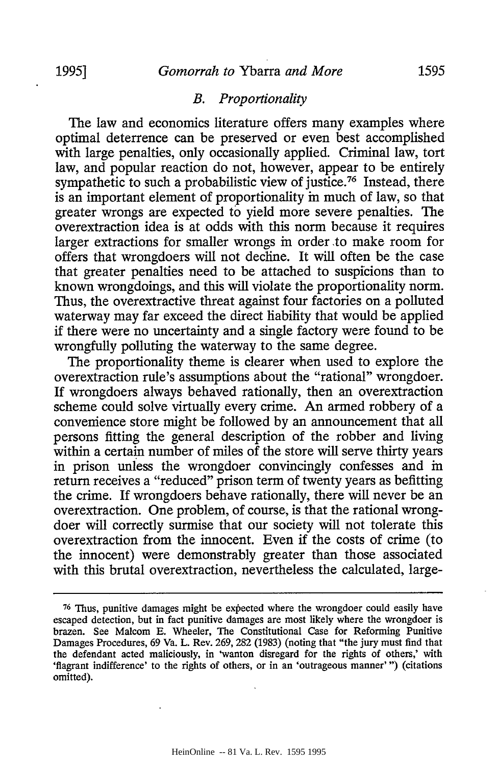### B. *Proportionality*

The law and economics literature offers many examples where optimal deterrence can be preserved or even best accomplished with large penalties, only occasionally applied. Criminal law, tort law, and popular reaction do not, however, appear to be entirely sympathetic to such a probabilistic view of justice.[76] Instead, there is an important element of proportionality in much of law, so that greater wrongs are expected to yield more severe penalties. The overextraction idea is at odds with this norm because it requires larger extractions for smaller wrongs in order to make room for offers that wrongdoers will not decline. It will often be the case that greater penalties need to be attached to suspicions than to known wrongdoings, and this will violate the proportionality norm. Thus, the overextractive threat against four factories on a polluted waterway may far exceed the direct liability that would be applied if there were no uncertainty and a single factory were found to be wrongfully polluting the waterway to the same degree.

The proportionality theme is clearer when used to explore the overextraction rule's assumptions about the "rational" wrongdoer. If wrongdoers always behaved rationally, then an overextraction scheme could solve virtually every crime. An armed robbery of a convenience store might be followed by an announcement that all persons fitting the general description of the robber and living within a certain number of miles of the store will serve thirty years in prison unless the wrongdoer convincingly confesses and in return receives a "reduced" prison term of twenty years as befitting the crime. If wrongdoers behave rationally, there will never be an overextraction. One problem, of course, is that the rational wrongdoer will correctly surmise that our society will not tolerate this overextraction from the innocent. Even if the costs of crime (to the innocent) were demonstrably greater than those associated with this brutal overextraction, nevertheless the calculated, large-

---

[76] Thus, punitive damages might be expected where the wrongdoer could easily have escaped detection, but in fact punitive damages are most likely where the wrongdoer is brazen. See Malcom E. Wheeler, The Constitutional Case for Reforming Punitive Damages Procedures, 69 Va. L. Rev. 269, 282 (1983) (noting that "the jury must find that the defendant acted maliciously, in 'wanton disregard for the rights of others,' with 'flagrant indifference' to the rights of others, or in an 'outrageous manner' ") (citations omitted).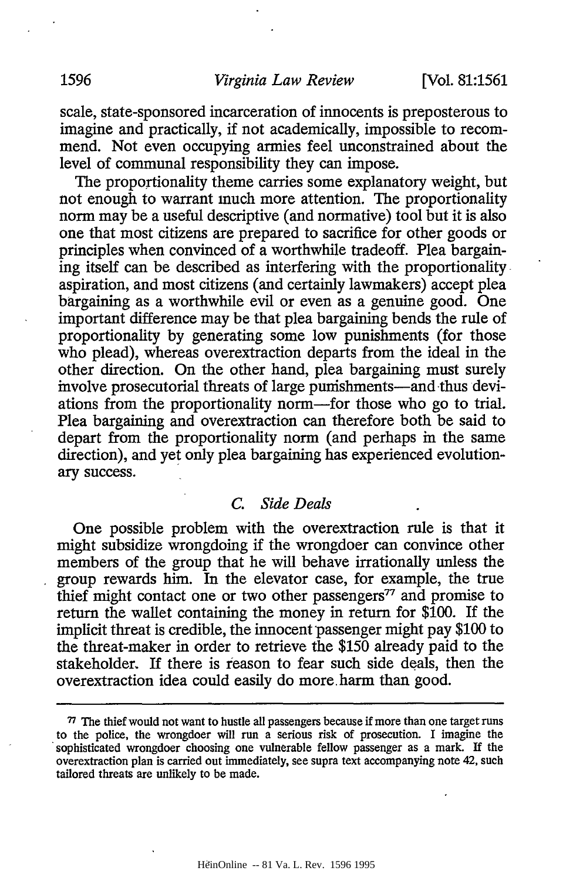scale, state-sponsored incarceration of innocents is preposterous to imagine and practically, if not academically, impossible to recommend. Not even occupying armies feel unconstrained about the level of communal responsibility they can impose.

The proportionality theme carries some explanatory weight, but not enough to warrant much more attention. The proportionality norm may be a useful descriptive (and normative) tool but it is also one that most citizens are prepared to sacrifice for other goods or principles when convinced of a worthwhile tradeoff. Plea bargaining itself can be described as interfering with the proportionality aspiration, and most citizens (and certainly lawmakers) accept plea bargaining as a worthwhile evil or even as a genuine good. One important difference may be that plea bargaining bends the rule of proportionality by generating some low punishments (for those who plead), whereas overextraction departs from the ideal in the other direction. On the other hand, plea bargaining must surely involve prosecutorial threats of large punishments—and thus deviations from the proportionality norm—for those who go to trial. Plea bargaining and overextraction can therefore both be said to depart from the proportionality norm (and perhaps in the same direction), and yet only plea bargaining has experienced evolutionary success.

### *C. Side Deals*

One possible problem with the overextraction rule is that it might subsidize wrongdoing if the wrongdoer can convince other members of the group that he will behave irrationally unless the group rewards him. In the elevator case, for example, the true thief might contact one or two other passengers[77] and promise to return the wallet containing the money in return for $100. If the implicit threat is credible, the innocent passenger might pay $100 to the threat-maker in order to retrieve the $150 already paid to the stakeholder. If there is reason to fear such side deals, then the overextraction idea could easily do more harm than good.

---

[77] The thief would not want to hustle all passengers because if more than one target runs to the police, the wrongdoer will run a serious risk of prosecution. I imagine the sophisticated wrongdoer choosing one vulnerable fellow passenger as a mark. If the overextraction plan is carried out immediately, see supra text accompanying note 42, such tailored threats are unlikely to be made.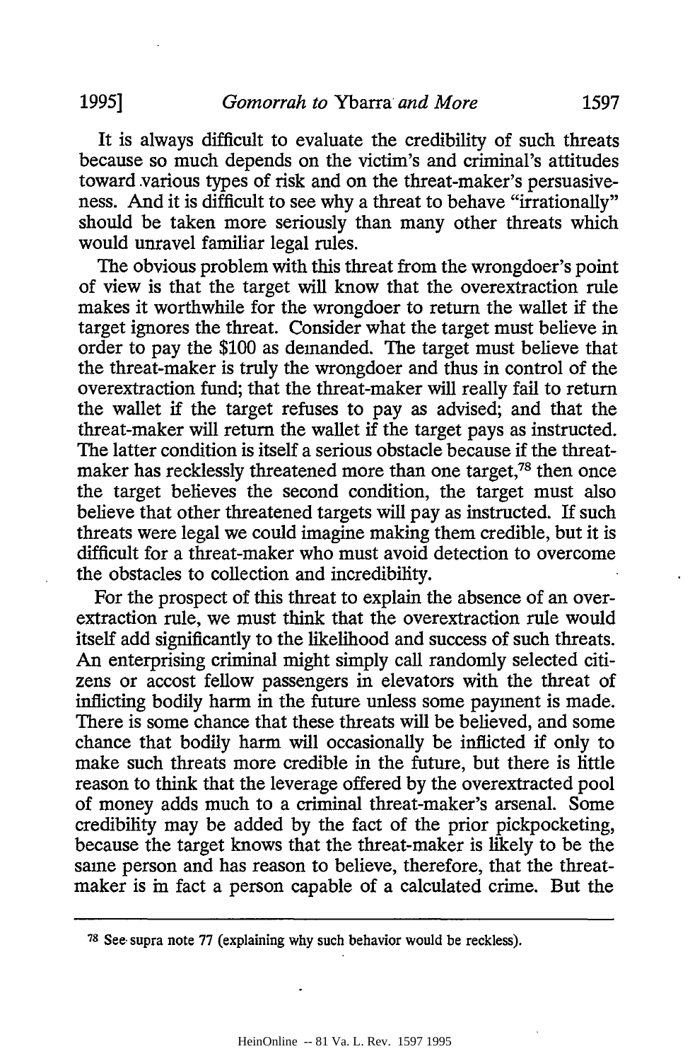It is always difficult to evaluate the credibility of such threats because so much depends on the victim's and criminal's attitudes toward various types of risk and on the threat-maker's persuasiveness. And it is difficult to see why a threat to behave "irrationally" should be taken more seriously than many other threats which would unravel familiar legal rules.

The obvious problem with this threat from the wrongdoer's point of view is that the target will know that the overextraction rule makes it worthwhile for the wrongdoer to return the wallet if the target ignores the threat. Consider what the target must believe in order to pay the $100 as demanded. The target must believe that the threat-maker is truly the wrongdoer and thus in control of the overextraction fund; that the threat-maker will really fail to return the wallet if the target refuses to pay as advised; and that the threat-maker will return the wallet if the target pays as instructed. The latter condition is itself a serious obstacle because if the threat-maker has recklessly threatened more than one target,[78] then once the target believes the second condition, the target must also believe that other threatened targets will pay as instructed. If such threats were legal we could imagine making them credible, but it is difficult for a threat-maker who must avoid detection to overcome the obstacles to collection and incredibility.

For the prospect of this threat to explain the absence of an overextraction rule, we must think that the overextraction rule would itself add significantly to the likelihood and success of such threats. An enterprising criminal might simply call randomly selected citizens or accost fellow passengers in elevators with the threat of inflicting bodily harm in the future unless some payment is made. There is some chance that these threats will be believed, and some chance that bodily harm will occasionally be inflicted if only to make such threats more credible in the future, but there is little reason to think that the leverage offered by the overextracted pool of money adds much to a criminal threat-maker's arsenal. Some credibility may be added by the fact of the prior pickpocketing, because the target knows that the threat-maker is likely to be the same person and has reason to believe, therefore, that the threat-maker is in fact a person capable of a calculated crime. But the

---

[78] See supra note 77 (explaining why such behavior would be reckless).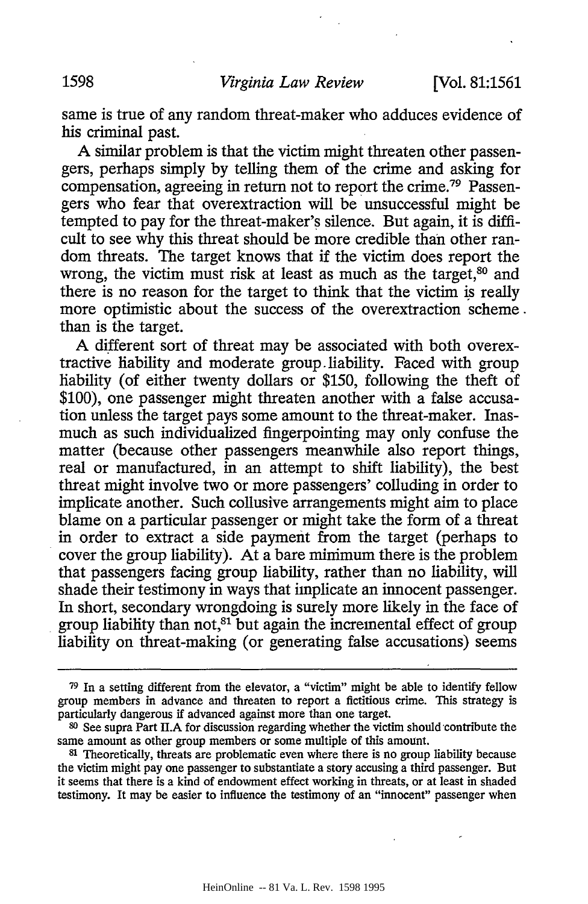same is true of any random threat-maker who adduces evidence of his criminal past.

A similar problem is that the victim might threaten other passengers, perhaps simply by telling them of the crime and asking for compensation, agreeing in return not to report the crime.[79] Passengers who fear that overextraction will be unsuccessful might be tempted to pay for the threat-maker's silence. But again, it is difficult to see why this threat should be more credible than other random threats. The target knows that if the victim does report the wrong, the victim must risk at least as much as the target,[80] and there is no reason for the target to think that the victim is really more optimistic about the success of the overextraction scheme than is the target.

A different sort of threat may be associated with both overextractive liability and moderate group liability. Faced with group liability (of either twenty dollars or $150, following the theft of $100), one passenger might threaten another with a false accusation unless the target pays some amount to the threat-maker. Inasmuch as such individualized fingerpointing may only confuse the matter (because other passengers meanwhile also report things, real or manufactured, in an attempt to shift liability), the best threat might involve two or more passengers' colluding in order to implicate another. Such collusive arrangements might aim to place blame on a particular passenger or might take the form of a threat in order to extract a side payment from the target (perhaps to cover the group liability). At a bare minimum there is the problem that passengers facing group liability, rather than no liability, will shade their testimony in ways that implicate an innocent passenger. In short, secondary wrongdoing is surely more likely in the face of group liability than not,[81] but again the incremental effect of group liability on threat-making (or generating false accusations) seems

---

[79] In a setting different from the elevator, a "victim" might be able to identify fellow group members in advance and threaten to report a fictitious crime. This strategy is particularly dangerous if advanced against more than one target.

[80] See supra Part II.A for discussion regarding whether the victim should contribute the same amount as other group members or some multiple of this amount.

[81] Theoretically, threats are problematic even where there is no group liability because the victim might pay one passenger to substantiate a story accusing a third passenger. But it seems that there is a kind of endowment effect working in threats, or at least in shaded testimony. It may be easier to influence the testimony of an "innocent" passenger when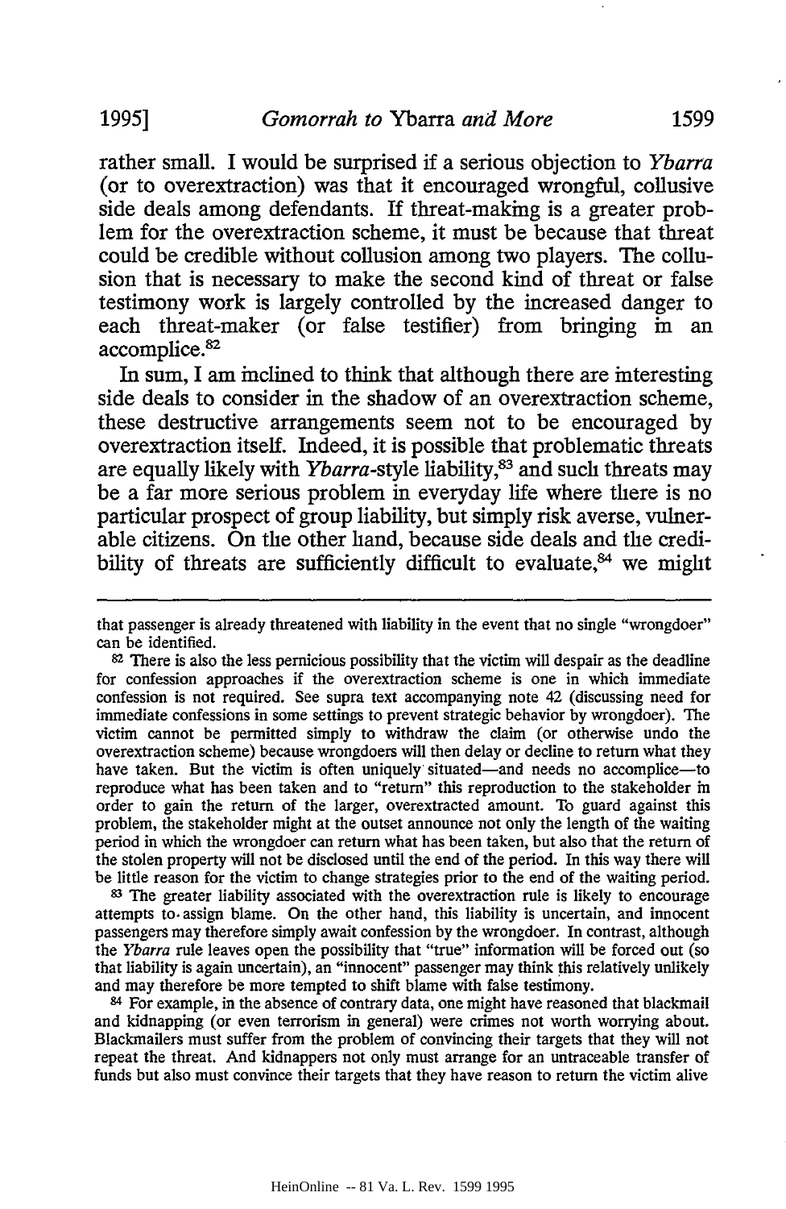rather small. I would be surprised if a serious objection to *Ybarra* (or to overextraction) was that it encouraged wrongful, collusive side deals among defendants. If threat-making is a greater problem for the overextraction scheme, it must be because that threat could be credible without collusion among two players. The collusion that is necessary to make the second kind of threat or false testimony work is largely controlled by the increased danger to each threat-maker (or false testifier) from bringing in an accomplice.[82]

In sum, I am inclined to think that although there are interesting side deals to consider in the shadow of an overextraction scheme, these destructive arrangements seem not to be encouraged by overextraction itself. Indeed, it is possible that problematic threats are equally likely with *Ybarra*-style liability,[83] and such threats may be a far more serious problem in everyday life where there is no particular prospect of group liability, but simply risk averse, vulnerable citizens. On the other hand, because side deals and the credibility of threats are sufficiently difficult to evaluate,[84] we might

---

that passenger is already threatened with liability in the event that no single "wrongdoer" can be identified.

[82] There is also the less pernicious possibility that the victim will despair as the deadline for confession approaches if the overextraction scheme is one in which immediate confession is not required. See supra text accompanying note 42 (discussing need for immediate confessions in some settings to prevent strategic behavior by wrongdoer). The victim cannot be permitted simply to withdraw the claim (or otherwise undo the overextraction scheme) because wrongdoers will then delay or decline to return what they have taken. But the victim is often uniquely situated—and needs no accomplice—to reproduce what has been taken and to "return" this reproduction to the stakeholder in order to gain the return of the larger, overextracted amount. To guard against this problem, the stakeholder might at the outset announce not only the length of the waiting period in which the wrongdoer can return what has been taken, but also that the return of the stolen property will not be disclosed until the end of the period. In this way there will be little reason for the victim to change strategies prior to the end of the waiting period.

[83] The greater liability associated with the overextraction rule is likely to encourage attempts to assign blame. On the other hand, this liability is uncertain, and innocent passengers may therefore simply await confession by the wrongdoer. In contrast, although the *Ybarra* rule leaves open the possibility that "true" information will be forced out (so that liability is again uncertain), an "innocent" passenger may think this relatively unlikely and may therefore be more tempted to shift blame with false testimony.

[84] For example, in the absence of contrary data, one might have reasoned that blackmail and kidnapping (or even terrorism in general) were crimes not worth worrying about. Blackmailers must suffer from the problem of convincing their targets that they will not repeat the threat. And kidnappers not only must arrange for an untraceable transfer of funds but also must convince their targets that they have reason to return the victim alive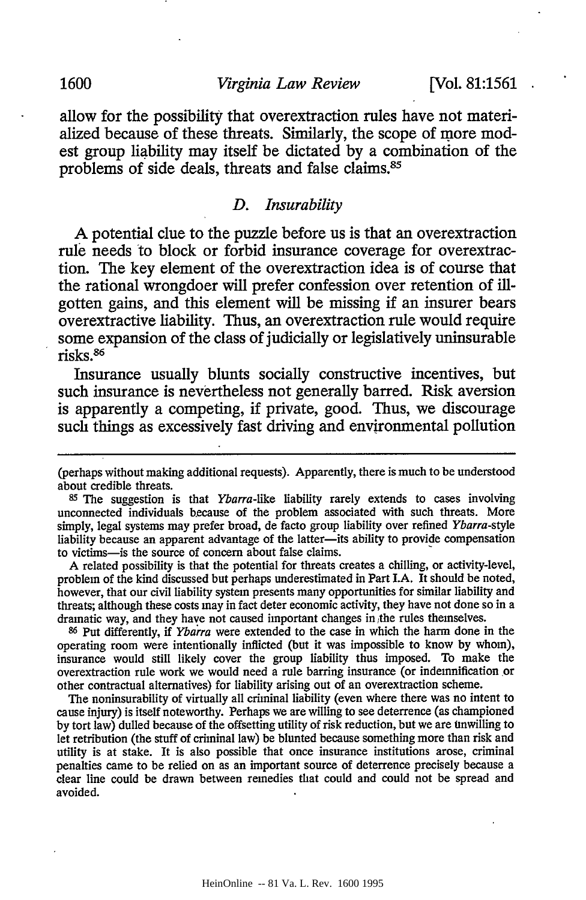allow for the possibility that overextraction rules have not materialized because of these threats. Similarly, the scope of more modest group liability may itself be dictated by a combination of the problems of side deals, threats and false claims.[85]

### D. *Insurability*

A potential clue to the puzzle before us is that an overextraction rule needs to block or forbid insurance coverage for overextraction. The key element of the overextraction idea is of course that the rational wrongdoer will prefer confession over retention of ill-gotten gains, and this element will be missing if an insurer bears overextractive liability. Thus, an overextraction rule would require some expansion of the class of judicially or legislatively uninsurable risks.[86]

Insurance usually blunts socially constructive incentives, but such insurance is nevertheless not generally barred. Risk aversion is apparently a competing, if private, good. Thus, we discourage such things as excessively fast driving and environmental pollution

---

(perhaps without making additional requests). Apparently, there is much to be understood about credible threats.

[85] The suggestion is that *Ybarra*-like liability rarely extends to cases involving unconnected individuals because of the problem associated with such threats. More simply, legal systems may prefer broad, de facto group liability over refined *Ybarra*-style liability because an apparent advantage of the latter—its ability to provide compensation to victims—is the source of concern about false claims.

A related possibility is that the potential for threats creates a chilling, or activity-level, problem of the kind discussed but perhaps underestimated in Part I.A. It should be noted, however, that our civil liability system presents many opportunities for similar liability and threats; although these costs may in fact deter economic activity, they have not done so in a dramatic way, and they have not caused important changes in the rules themselves.

[86] Put differently, if *Ybarra* were extended to the case in which the harm done in the operating room were intentionally inflicted (but it was impossible to know by whom), insurance would still likely cover the group liability thus imposed. To make the overextraction rule work we would need a rule barring insurance (or indemnification or other contractual alternatives) for liability arising out of an overextraction scheme.

The noninsurability of virtually all criminal liability (even where there was no intent to cause injury) is itself noteworthy. Perhaps we are willing to see deterrence (as championed by tort law) dulled because of the offsetting utility of risk reduction, but we are unwilling to let retribution (the stuff of criminal law) be blunted because something more than risk and utility is at stake. It is also possible that once insurance institutions arose, criminal penalties came to be relied on as an important source of deterrence precisely because a clear line could be drawn between remedies that could and could not be spread and avoided.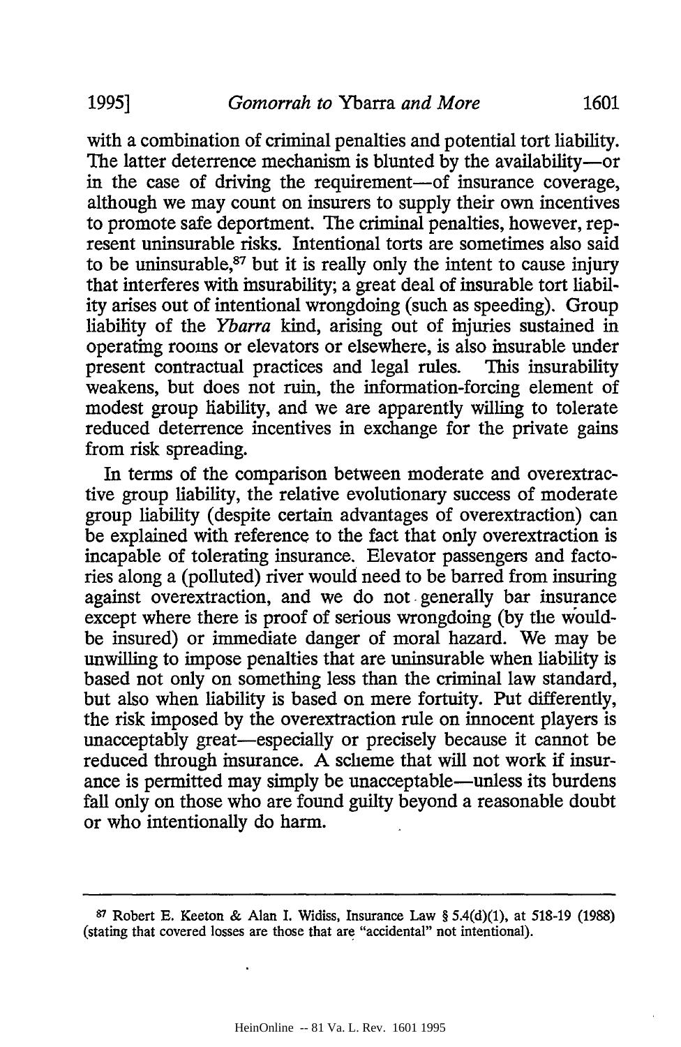with a combination of criminal penalties and potential tort liability. The latter deterrence mechanism is blunted by the availability—or in the case of driving the requirement—of insurance coverage, although we may count on insurers to supply their own incentives to promote safe deportment. The criminal penalties, however, represent uninsurable risks. Intentional torts are sometimes also said to be uninsurable,[87] but it is really only the intent to cause injury that interferes with insurability; a great deal of insurable tort liability arises out of intentional wrongdoing (such as speeding). Group liability of the *Ybarra* kind, arising out of injuries sustained in operating rooms or elevators or elsewhere, is also insurable under present contractual practices and legal rules. This insurability weakens, but does not ruin, the information-forcing element of modest group liability, and we are apparently willing to tolerate reduced deterrence incentives in exchange for the private gains from risk spreading.

In terms of the comparison between moderate and overextractive group liability, the relative evolutionary success of moderate group liability (despite certain advantages of overextraction) can be explained with reference to the fact that only overextraction is incapable of tolerating insurance. Elevator passengers and factories along a (polluted) river would need to be barred from insuring against overextraction, and we do not generally bar insurance except where there is proof of serious wrongdoing (by the would-be insured) or immediate danger of moral hazard. We may be unwilling to impose penalties that are uninsurable when liability is based not only on something less than the criminal law standard, but also when liability is based on mere fortuity. Put differently, the risk imposed by the overextraction rule on innocent players is unacceptably great—especially or precisely because it cannot be reduced through insurance. A scheme that will not work if insurance is permitted may simply be unacceptable—unless its burdens fall only on those who are found guilty beyond a reasonable doubt or who intentionally do harm.

---

[87] Robert E. Keeton & Alan I. Widiss, Insurance Law § 5.4(d)(1), at 518-19 (1988) (stating that covered losses are those that are "accidental" not intentional).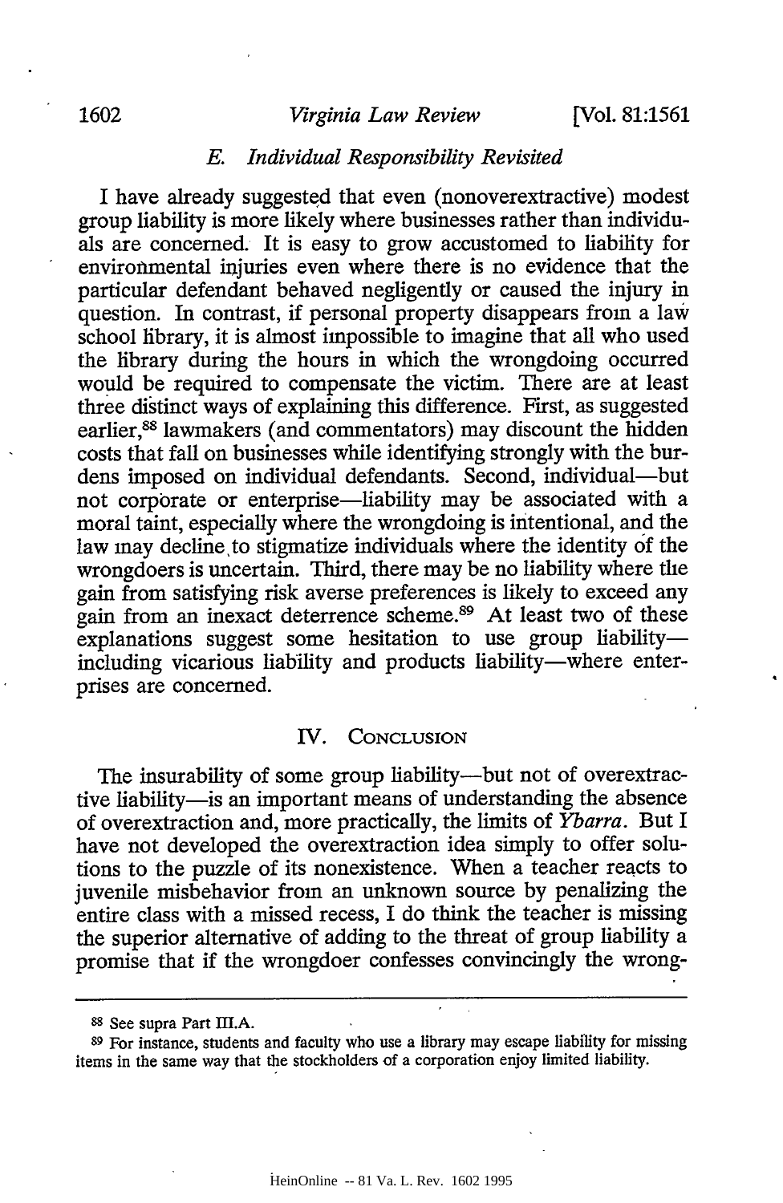### *E. Individual Responsibility Revisited*

I have already suggested that even (nonoverextractive) modest group liability is more likely where businesses rather than individuals are concerned. It is easy to grow accustomed to liability for environmental injuries even where there is no evidence that the particular defendant behaved negligently or caused the injury in question. In contrast, if personal property disappears from a law school library, it is almost impossible to imagine that all who used the library during the hours in which the wrongdoing occurred would be required to compensate the victim. There are at least three distinct ways of explaining this difference. First, as suggested earlier,[88] lawmakers (and commentators) may discount the hidden costs that fall on businesses while identifying strongly with the burdens imposed on individual defendants. Second, individual—but not corporate or enterprise—liability may be associated with a moral taint, especially where the wrongdoing is intentional, and the law may decline to stigmatize individuals where the identity of the wrongdoers is uncertain. Third, there may be no liability where the gain from satisfying risk averse preferences is likely to exceed any gain from an inexact deterrence scheme.[89] At least two of these explanations suggest some hesitation to use group liability—including vicarious liability and products liability—where enterprises are concerned.

## IV. Conclusion

The insurability of some group liability—but not of overextractive liability—is an important means of understanding the absence of overextraction and, more practically, the limits of *Ybarra*. But I have not developed the overextraction idea simply to offer solutions to the puzzle of its nonexistence. When a teacher reacts to juvenile misbehavior from an unknown source by penalizing the entire class with a missed recess, I do think the teacher is missing the superior alternative of adding to the threat of group liability a promise that if the wrongdoer confesses convincingly the wrong-

---

[88] See supra Part III.A.

[89] For instance, students and faculty who use a library may escape liability for missing items in the same way that the stockholders of a corporation enjoy limited liability.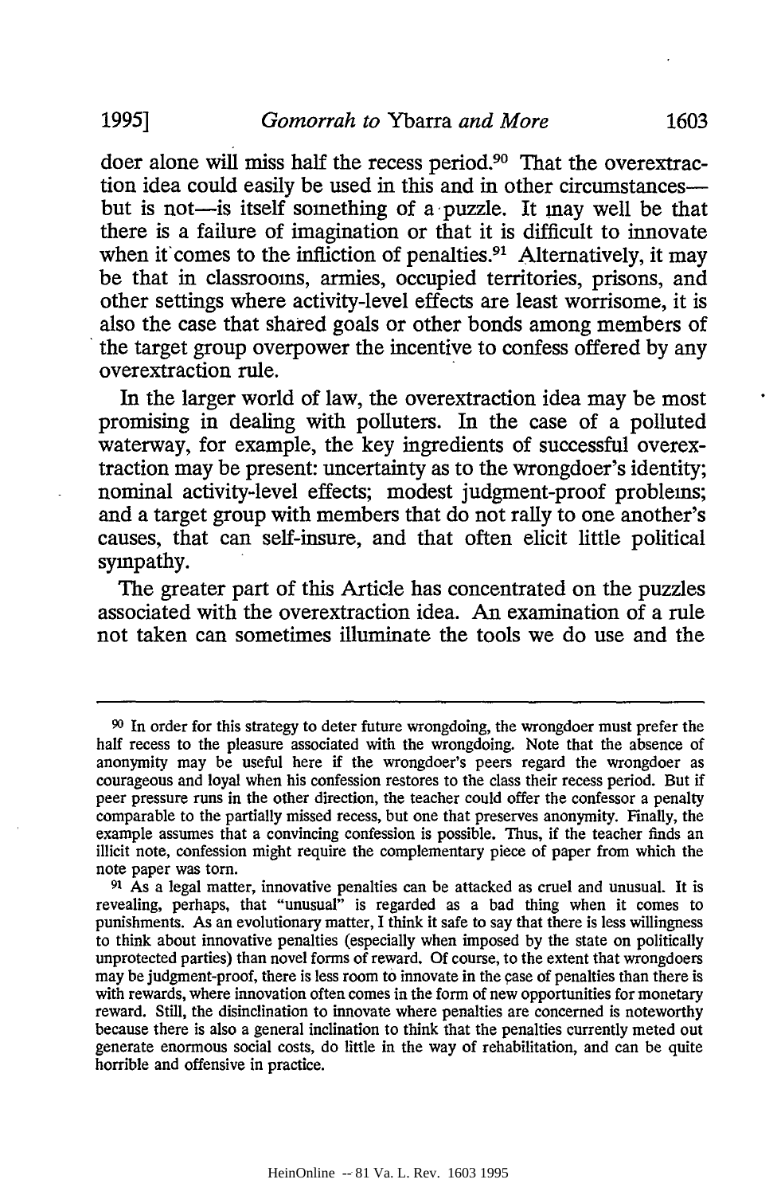doer alone will miss half the recess period.[90] That the overextraction idea could easily be used in this and in other circumstances—but is not—is itself something of a puzzle. It may well be that there is a failure of imagination or that it is difficult to innovate when it comes to the infliction of penalties.[91] Alternatively, it may be that in classrooms, armies, occupied territories, prisons, and other settings where activity-level effects are least worrisome, it is also the case that shared goals or other bonds among members of the target group overpower the incentive to confess offered by any overextraction rule.

In the larger world of law, the overextraction idea may be most promising in dealing with polluters. In the case of a polluted waterway, for example, the key ingredients of successful overextraction may be present: uncertainty as to the wrongdoer's identity; nominal activity-level effects; modest judgment-proof problems; and a target group with members that do not rally to one another's causes, that can self-insure, and that often elicit little political sympathy.

The greater part of this Article has concentrated on the puzzles associated with the overextraction idea. An examination of a rule not taken can sometimes illuminate the tools we do use and the

---

[90] In order for this strategy to deter future wrongdoing, the wrongdoer must prefer the half recess to the pleasure associated with the wrongdoing. Note that the absence of anonymity may be useful here if the wrongdoer's peers regard the wrongdoer as courageous and loyal when his confession restores to the class their recess period. But if peer pressure runs in the other direction, the teacher could offer the confessor a penalty comparable to the partially missed recess, but one that preserves anonymity. Finally, the example assumes that a convincing confession is possible. Thus, if the teacher finds an illicit note, confession might require the complementary piece of paper from which the note paper was torn.

[91] As a legal matter, innovative penalties can be attacked as cruel and unusual. It is revealing, perhaps, that "unusual" is regarded as a bad thing when it comes to punishments. As an evolutionary matter, I think it safe to say that there is less willingness to think about innovative penalties (especially when imposed by the state on politically unprotected parties) than novel forms of reward. Of course, to the extent that wrongdoers may be judgment-proof, there is less room to innovate in the case of penalties than there is with rewards, where innovation often comes in the form of new opportunities for monetary reward. Still, the disinclination to innovate where penalties are concerned is noteworthy because there is also a general inclination to think that the penalties currently meted out generate enormous social costs, do little in the way of rehabilitation, and can be quite horrible and offensive in practice.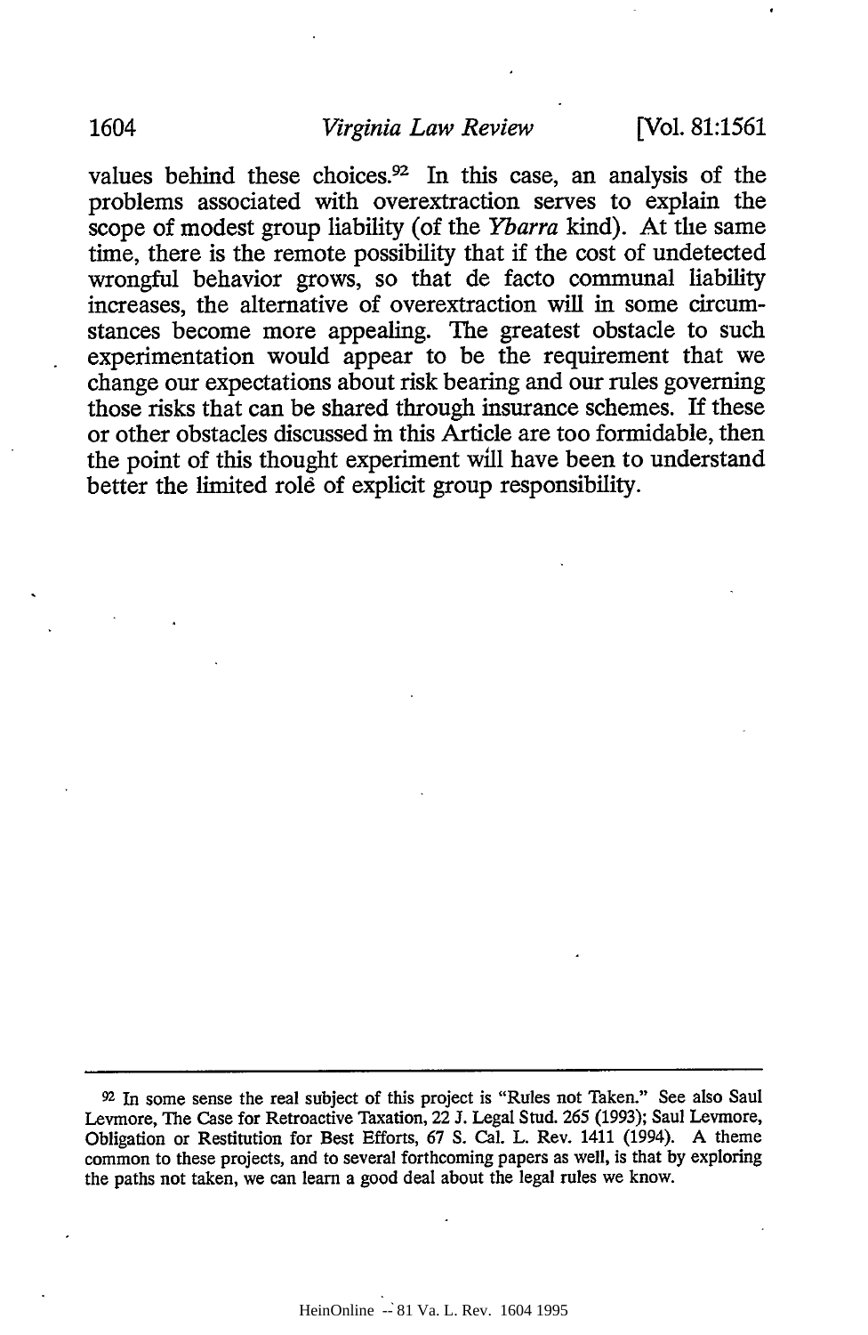values behind these choices.[92] In this case, an analysis of the problems associated with overextraction serves to explain the scope of modest group liability (of the *Ybarra* kind). At the same time, there is the remote possibility that if the cost of undetected wrongful behavior grows, so that de facto communal liability increases, the alternative of overextraction will in some circumstances become more appealing. The greatest obstacle to such experimentation would appear to be the requirement that we change our expectations about risk bearing and our rules governing those risks that can be shared through insurance schemes. If these or other obstacles discussed in this Article are too formidable, then the point of this thought experiment will have been to understand better the limited role of explicit group responsibility.

---

[92] In some sense the real subject of this project is "Rules not Taken." See also Saul Levmore, The Case for Retroactive Taxation, 22 J. Legal Stud. 265 (1993); Saul Levmore, Obligation or Restitution for Best Efforts, 67 S. Cal. L. Rev. 1411 (1994). A theme common to these projects, and to several forthcoming papers as well, is that by exploring the paths not taken, we can learn a good deal about the legal rules we know.